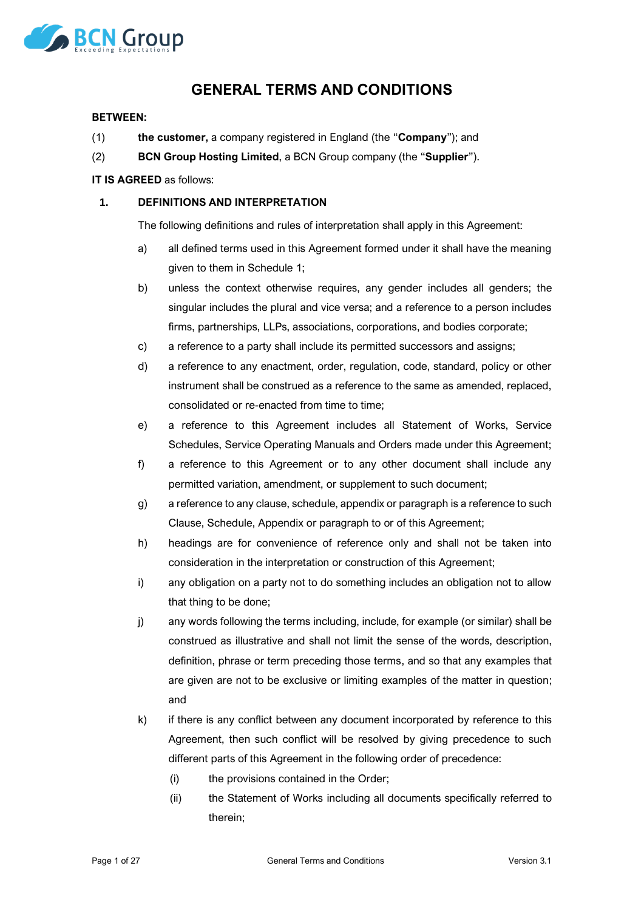# GENERAL TERMS AND CONDITIONS

**BETWEEN:**

(1) **the customer,** a company registered in England (the "**Company**"); and

(2) **BCN Group Hosting Limited**, a BCN Group company (the "**Supplier**").

**IT IS AGREED** as follows:

## 1. DEFINITIONS AND INTERPRETATION

The following definitions and rules of interpretation shall apply in this Agreement:

a) all defined terms used in this Agreement formed under it shall have the meaning given to them in Schedule 1;

b) unless the context otherwise requires, any gender includes all genders; the singular includes the plural and vice versa; and a reference to a person includes firms, partnerships, LLPs, associations, corporations, and bodies corporate;

c) a reference to a party shall include its permitted successors and assigns;

d) a reference to any enactment, order, regulation, code, standard, policy or other instrument shall be construed as a reference to the same as amended, replaced, consolidated or re-enacted from time to time;

e) a reference to this Agreement includes all Statement of Works, Service Schedules, Service Operating Manuals and Orders made under this Agreement;

f) a reference to this Agreement or to any other document shall include any permitted variation, amendment, or supplement to such document;

g) a reference to any clause, schedule, appendix or paragraph is a reference to such Clause, Schedule, Appendix or paragraph to or of this Agreement;

h) headings are for convenience of reference only and shall not be taken into consideration in the interpretation or construction of this Agreement;

i) any obligation on a party not to do something includes an obligation not to allow that thing to be done;

j) any words following the terms including, include, for example (or similar) shall be construed as illustrative and shall not limit the sense of the words, description, definition, phrase or term preceding those terms, and so that any examples that are given are not to be exclusive or limiting examples of the matter in question; and

k) if there is any conflict between any document incorporated by reference to this Agreement, then such conflict will be resolved by giving precedence to such different parts of this Agreement in the following order of precedence:

   (i) the provisions contained in the Order;

   (ii) the Statement of Works including all documents specifically referred to therein;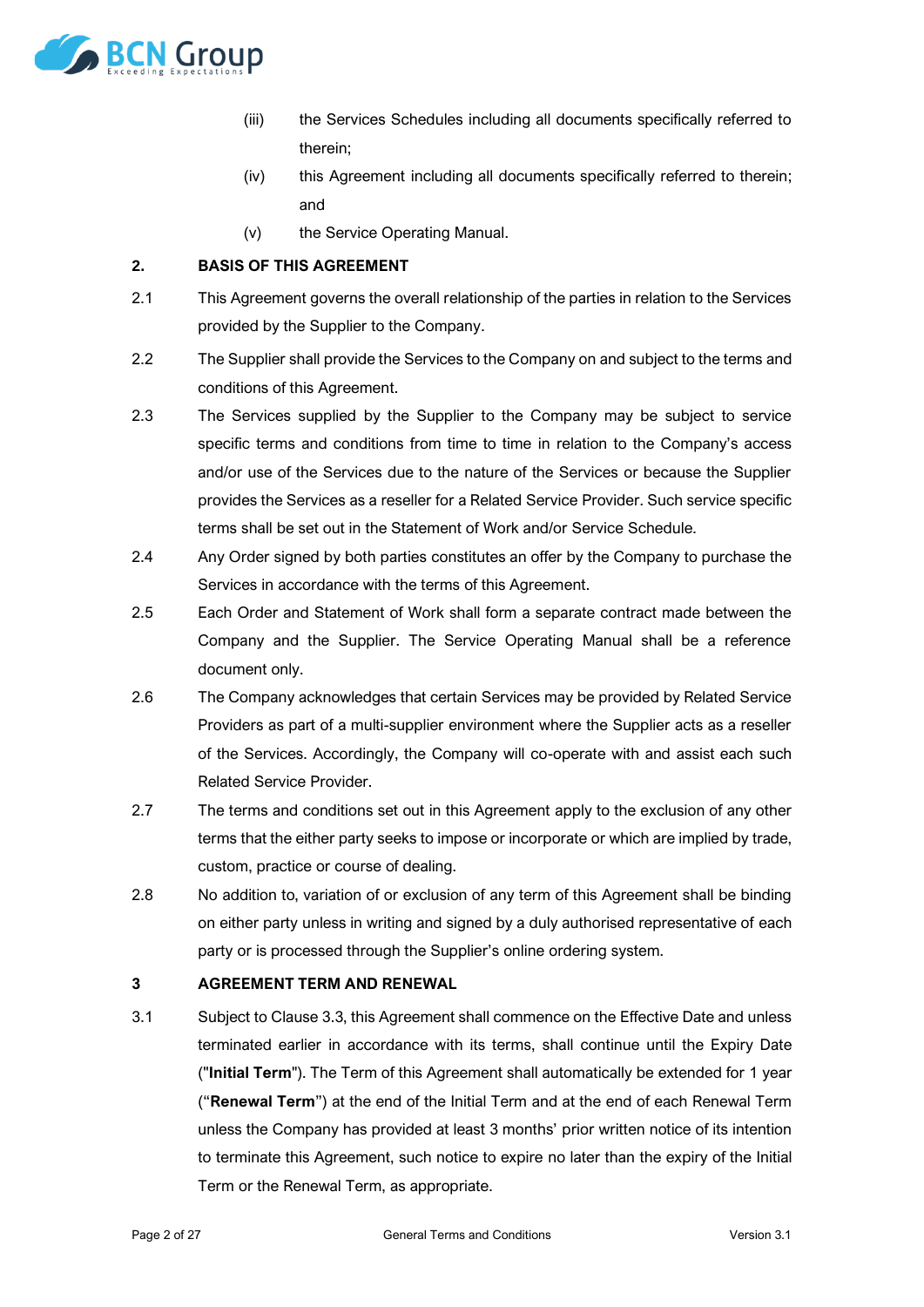(iii) the Services Schedules including all documents specifically referred to therein;

(iv) this Agreement including all documents specifically referred to therein; and

(v) the Service Operating Manual.

## 2. BASIS OF THIS AGREEMENT

2.1 This Agreement governs the overall relationship of the parties in relation to the Services provided by the Supplier to the Company.

2.2 The Supplier shall provide the Services to the Company on and subject to the terms and conditions of this Agreement.

2.3 The Services supplied by the Supplier to the Company may be subject to service specific terms and conditions from time to time in relation to the Company's access and/or use of the Services due to the nature of the Services or because the Supplier provides the Services as a reseller for a Related Service Provider. Such service specific terms shall be set out in the Statement of Work and/or Service Schedule.

2.4 Any Order signed by both parties constitutes an offer by the Company to purchase the Services in accordance with the terms of this Agreement.

2.5 Each Order and Statement of Work shall form a separate contract made between the Company and the Supplier. The Service Operating Manual shall be a reference document only.

2.6 The Company acknowledges that certain Services may be provided by Related Service Providers as part of a multi-supplier environment where the Supplier acts as a reseller of the Services. Accordingly, the Company will co-operate with and assist each such Related Service Provider.

2.7 The terms and conditions set out in this Agreement apply to the exclusion of any other terms that the either party seeks to impose or incorporate or which are implied by trade, custom, practice or course of dealing.

2.8 No addition to, variation of or exclusion of any term of this Agreement shall be binding on either party unless in writing and signed by a duly authorised representative of each party or is processed through the Supplier's online ordering system.

## 3 AGREEMENT TERM AND RENEWAL

3.1 Subject to Clause 3.3, this Agreement shall commence on the Effective Date and unless terminated earlier in accordance with its terms, shall continue until the Expiry Date ("**Initial Term**"). The Term of this Agreement shall automatically be extended for 1 year ("**Renewal Term**") at the end of the Initial Term and at the end of each Renewal Term unless the Company has provided at least 3 months' prior written notice of its intention to terminate this Agreement, such notice to expire no later than the expiry of the Initial Term or the Renewal Term, as appropriate.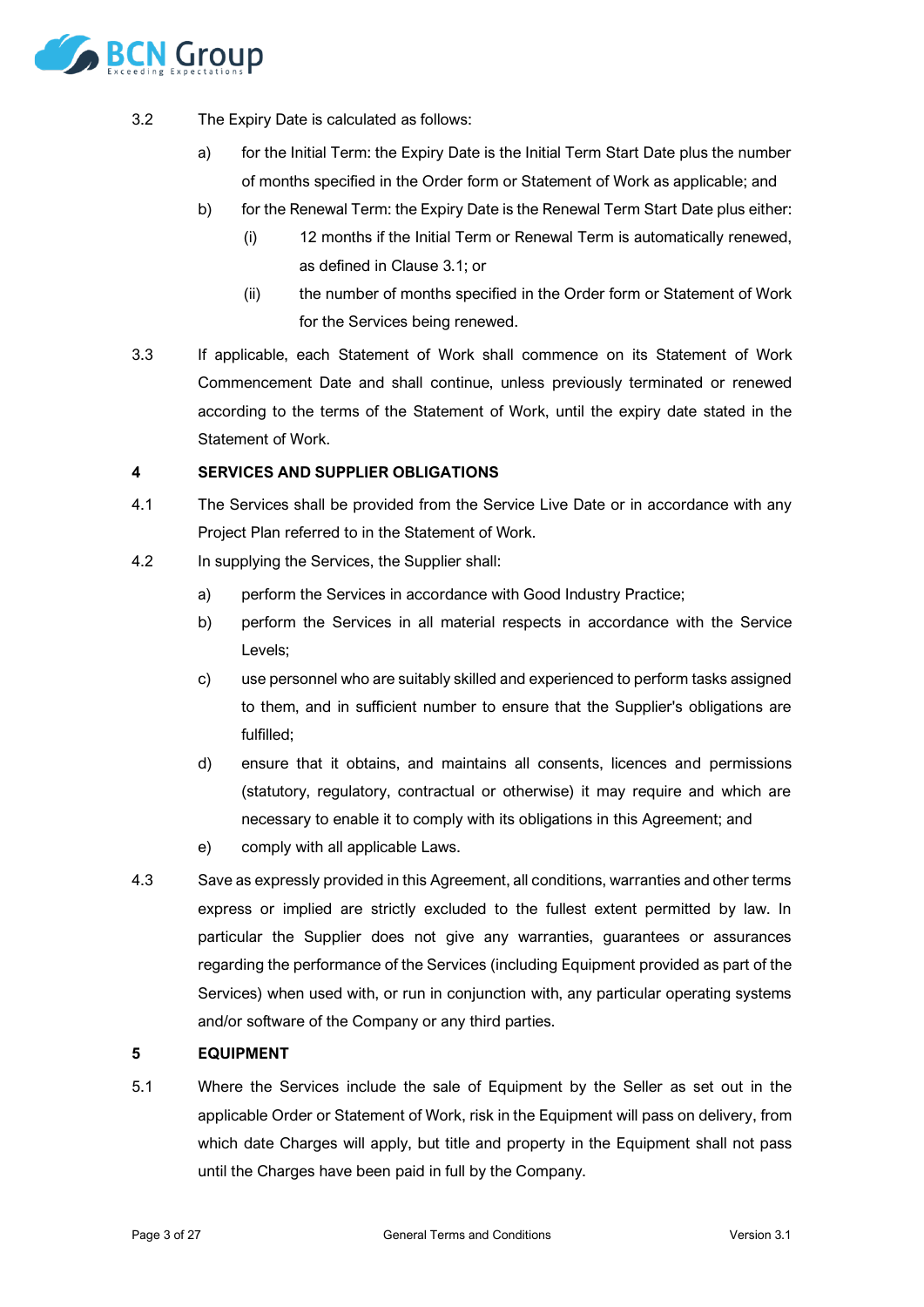3.2 The Expiry Date is calculated as follows:

a) for the Initial Term: the Expiry Date is the Initial Term Start Date plus the number of months specified in the Order form or Statement of Work as applicable; and

b) for the Renewal Term: the Expiry Date is the Renewal Term Start Date plus either:

(i) 12 months if the Initial Term or Renewal Term is automatically renewed, as defined in Clause 3.1; or

(ii) the number of months specified in the Order form or Statement of Work for the Services being renewed.

3.3 If applicable, each Statement of Work shall commence on its Statement of Work Commencement Date and shall continue, unless previously terminated or renewed according to the terms of the Statement of Work, until the expiry date stated in the Statement of Work.

## 4 SERVICES AND SUPPLIER OBLIGATIONS

4.1 The Services shall be provided from the Service Live Date or in accordance with any Project Plan referred to in the Statement of Work.

4.2 In supplying the Services, the Supplier shall:

a) perform the Services in accordance with Good Industry Practice;

b) perform the Services in all material respects in accordance with the Service Levels;

c) use personnel who are suitably skilled and experienced to perform tasks assigned to them, and in sufficient number to ensure that the Supplier's obligations are fulfilled;

d) ensure that it obtains, and maintains all consents, licences and permissions (statutory, regulatory, contractual or otherwise) it may require and which are necessary to enable it to comply with its obligations in this Agreement; and

e) comply with all applicable Laws.

4.3 Save as expressly provided in this Agreement, all conditions, warranties and other terms express or implied are strictly excluded to the fullest extent permitted by law. In particular the Supplier does not give any warranties, guarantees or assurances regarding the performance of the Services (including Equipment provided as part of the Services) when used with, or run in conjunction with, any particular operating systems and/or software of the Company or any third parties.

## 5 EQUIPMENT

5.1 Where the Services include the sale of Equipment by the Seller as set out in the applicable Order or Statement of Work, risk in the Equipment will pass on delivery, from which date Charges will apply, but title and property in the Equipment shall not pass until the Charges have been paid in full by the Company.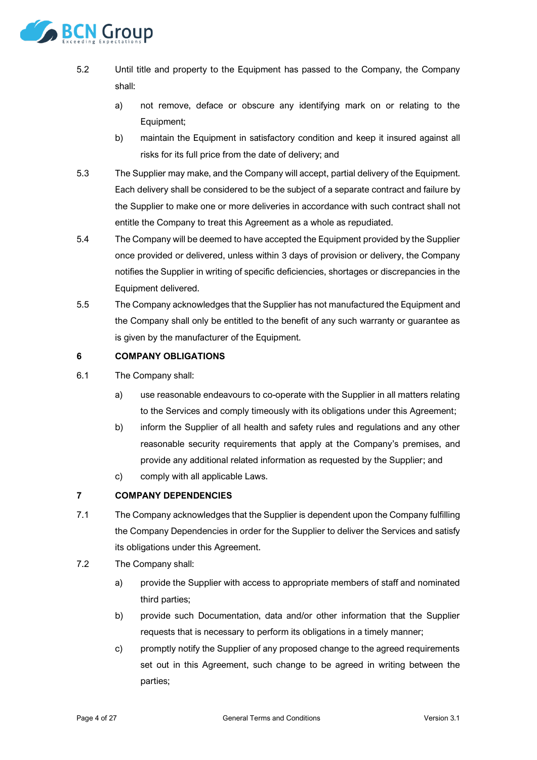5.2 Until title and property to the Equipment has passed to the Company, the Company shall:

a) not remove, deface or obscure any identifying mark on or relating to the Equipment;

b) maintain the Equipment in satisfactory condition and keep it insured against all risks for its full price from the date of delivery; and

5.3 The Supplier may make, and the Company will accept, partial delivery of the Equipment. Each delivery shall be considered to be the subject of a separate contract and failure by the Supplier to make one or more deliveries in accordance with such contract shall not entitle the Company to treat this Agreement as a whole as repudiated.

5.4 The Company will be deemed to have accepted the Equipment provided by the Supplier once provided or delivered, unless within 3 days of provision or delivery, the Company notifies the Supplier in writing of specific deficiencies, shortages or discrepancies in the Equipment delivered.

5.5 The Company acknowledges that the Supplier has not manufactured the Equipment and the Company shall only be entitled to the benefit of any such warranty or guarantee as is given by the manufacturer of the Equipment.

## 6 COMPANY OBLIGATIONS

6.1 The Company shall:

a) use reasonable endeavours to co-operate with the Supplier in all matters relating to the Services and comply timeously with its obligations under this Agreement;

b) inform the Supplier of all health and safety rules and regulations and any other reasonable security requirements that apply at the Company's premises, and provide any additional related information as requested by the Supplier; and

c) comply with all applicable Laws.

## 7 COMPANY DEPENDENCIES

7.1 The Company acknowledges that the Supplier is dependent upon the Company fulfilling the Company Dependencies in order for the Supplier to deliver the Services and satisfy its obligations under this Agreement.

7.2 The Company shall:

a) provide the Supplier with access to appropriate members of staff and nominated third parties;

b) provide such Documentation, data and/or other information that the Supplier requests that is necessary to perform its obligations in a timely manner;

c) promptly notify the Supplier of any proposed change to the agreed requirements set out in this Agreement, such change to be agreed in writing between the parties;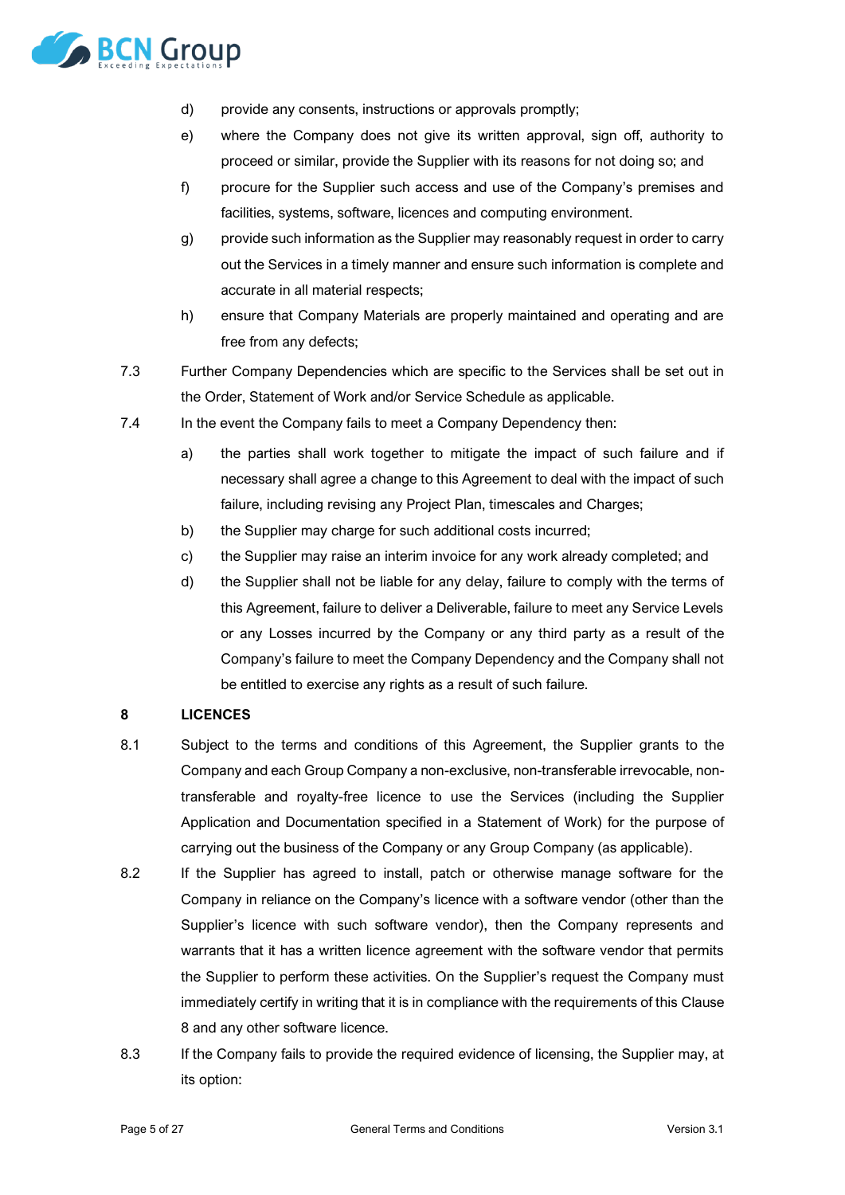d) provide any consents, instructions or approvals promptly;

e) where the Company does not give its written approval, sign off, authority to proceed or similar, provide the Supplier with its reasons for not doing so; and

f) procure for the Supplier such access and use of the Company's premises and facilities, systems, software, licences and computing environment.

g) provide such information as the Supplier may reasonably request in order to carry out the Services in a timely manner and ensure such information is complete and accurate in all material respects;

h) ensure that Company Materials are properly maintained and operating and are free from any defects;

7.3 Further Company Dependencies which are specific to the Services shall be set out in the Order, Statement of Work and/or Service Schedule as applicable.

7.4 In the event the Company fails to meet a Company Dependency then:

a) the parties shall work together to mitigate the impact of such failure and if necessary shall agree a change to this Agreement to deal with the impact of such failure, including revising any Project Plan, timescales and Charges;

b) the Supplier may charge for such additional costs incurred;

c) the Supplier may raise an interim invoice for any work already completed; and

d) the Supplier shall not be liable for any delay, failure to comply with the terms of this Agreement, failure to deliver a Deliverable, failure to meet any Service Levels or any Losses incurred by the Company or any third party as a result of the Company's failure to meet the Company Dependency and the Company shall not be entitled to exercise any rights as a result of such failure.

## 8 LICENCES

8.1 Subject to the terms and conditions of this Agreement, the Supplier grants to the Company and each Group Company a non-exclusive, non-transferable irrevocable, non-transferable and royalty-free licence to use the Services (including the Supplier Application and Documentation specified in a Statement of Work) for the purpose of carrying out the business of the Company or any Group Company (as applicable).

8.2 If the Supplier has agreed to install, patch or otherwise manage software for the Company in reliance on the Company's licence with a software vendor (other than the Supplier's licence with such software vendor), then the Company represents and warrants that it has a written licence agreement with the software vendor that permits the Supplier to perform these activities. On the Supplier's request the Company must immediately certify in writing that it is in compliance with the requirements of this Clause 8 and any other software licence.

8.3 If the Company fails to provide the required evidence of licensing, the Supplier may, at its option: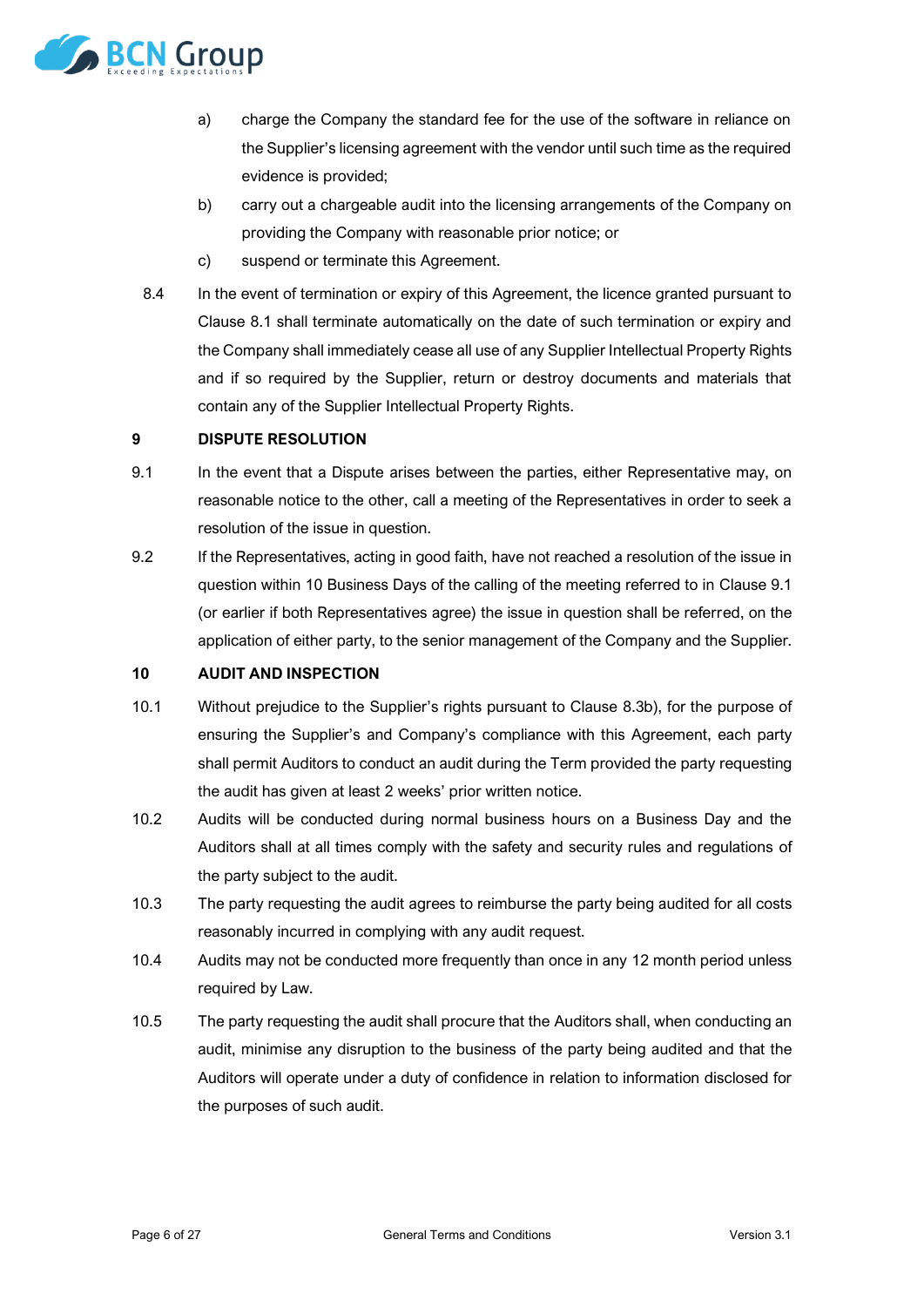a) charge the Company the standard fee for the use of the software in reliance on the Supplier's licensing agreement with the vendor until such time as the required evidence is provided;

b) carry out a chargeable audit into the licensing arrangements of the Company on providing the Company with reasonable prior notice; or

c) suspend or terminate this Agreement.

8.4 In the event of termination or expiry of this Agreement, the licence granted pursuant to Clause 8.1 shall terminate automatically on the date of such termination or expiry and the Company shall immediately cease all use of any Supplier Intellectual Property Rights and if so required by the Supplier, return or destroy documents and materials that contain any of the Supplier Intellectual Property Rights.

## 9 DISPUTE RESOLUTION

9.1 In the event that a Dispute arises between the parties, either Representative may, on reasonable notice to the other, call a meeting of the Representatives in order to seek a resolution of the issue in question.

9.2 If the Representatives, acting in good faith, have not reached a resolution of the issue in question within 10 Business Days of the calling of the meeting referred to in Clause 9.1 (or earlier if both Representatives agree) the issue in question shall be referred, on the application of either party, to the senior management of the Company and the Supplier.

## 10 AUDIT AND INSPECTION

10.1 Without prejudice to the Supplier's rights pursuant to Clause 8.3b), for the purpose of ensuring the Supplier's and Company's compliance with this Agreement, each party shall permit Auditors to conduct an audit during the Term provided the party requesting the audit has given at least 2 weeks' prior written notice.

10.2 Audits will be conducted during normal business hours on a Business Day and the Auditors shall at all times comply with the safety and security rules and regulations of the party subject to the audit.

10.3 The party requesting the audit agrees to reimburse the party being audited for all costs reasonably incurred in complying with any audit request.

10.4 Audits may not be conducted more frequently than once in any 12 month period unless required by Law.

10.5 The party requesting the audit shall procure that the Auditors shall, when conducting an audit, minimise any disruption to the business of the party being audited and that the Auditors will operate under a duty of confidence in relation to information disclosed for the purposes of such audit.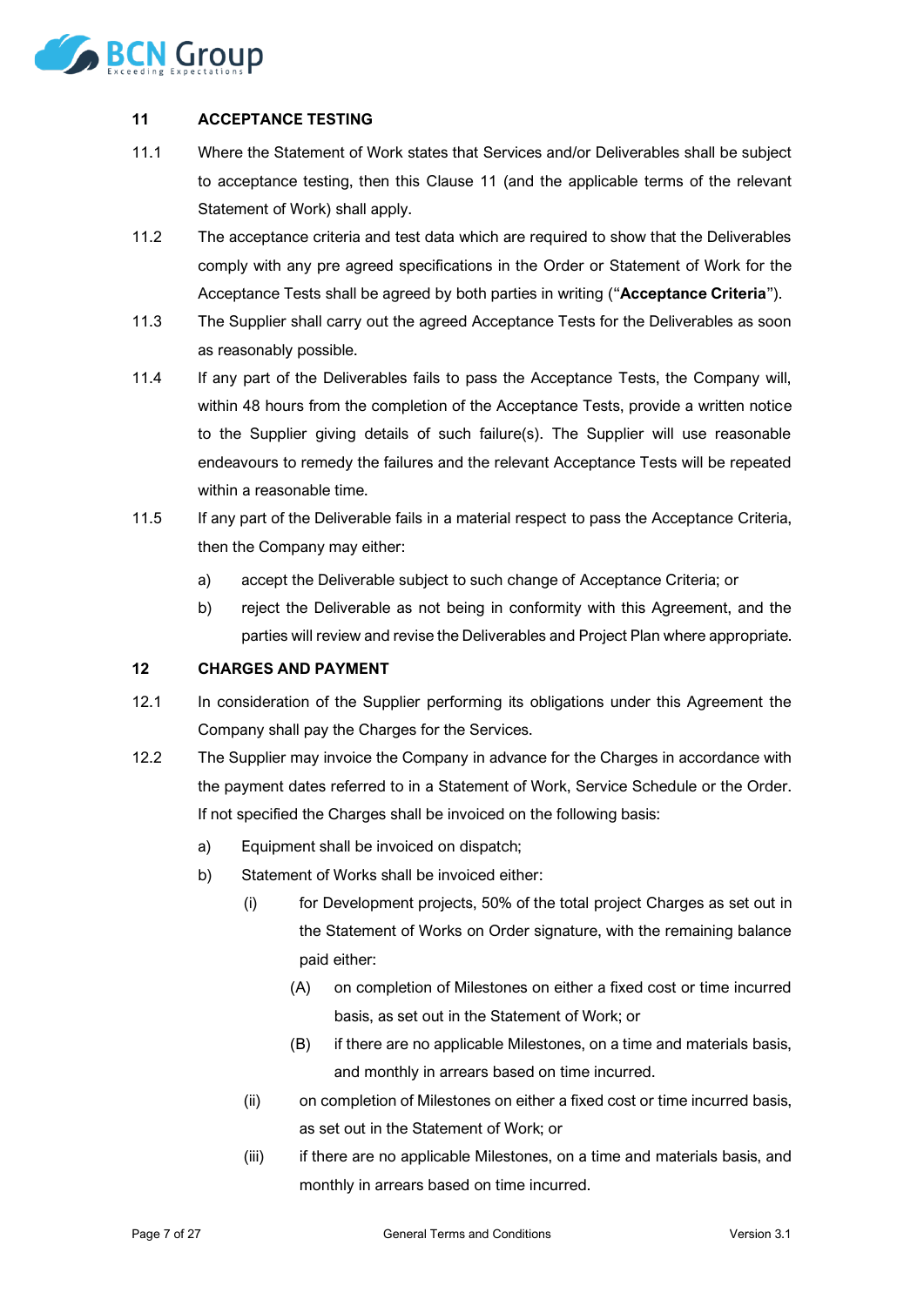## 11 ACCEPTANCE TESTING

11.1 Where the Statement of Work states that Services and/or Deliverables shall be subject to acceptance testing, then this Clause 11 (and the applicable terms of the relevant Statement of Work) shall apply.

11.2 The acceptance criteria and test data which are required to show that the Deliverables comply with any pre agreed specifications in the Order or Statement of Work for the Acceptance Tests shall be agreed by both parties in writing ("**Acceptance Criteria**").

11.3 The Supplier shall carry out the agreed Acceptance Tests for the Deliverables as soon as reasonably possible.

11.4 If any part of the Deliverables fails to pass the Acceptance Tests, the Company will, within 48 hours from the completion of the Acceptance Tests, provide a written notice to the Supplier giving details of such failure(s). The Supplier will use reasonable endeavours to remedy the failures and the relevant Acceptance Tests will be repeated within a reasonable time.

11.5 If any part of the Deliverable fails in a material respect to pass the Acceptance Criteria, then the Company may either:

a) accept the Deliverable subject to such change of Acceptance Criteria; or

b) reject the Deliverable as not being in conformity with this Agreement, and the parties will review and revise the Deliverables and Project Plan where appropriate.

## 12 CHARGES AND PAYMENT

12.1 In consideration of the Supplier performing its obligations under this Agreement the Company shall pay the Charges for the Services.

12.2 The Supplier may invoice the Company in advance for the Charges in accordance with the payment dates referred to in a Statement of Work, Service Schedule or the Order. If not specified the Charges shall be invoiced on the following basis:

a) Equipment shall be invoiced on dispatch;

b) Statement of Works shall be invoiced either:

(i) for Development projects, 50% of the total project Charges as set out in the Statement of Works on Order signature, with the remaining balance paid either:

(A) on completion of Milestones on either a fixed cost or time incurred basis, as set out in the Statement of Work; or

(B) if there are no applicable Milestones, on a time and materials basis, and monthly in arrears based on time incurred.

(ii) on completion of Milestones on either a fixed cost or time incurred basis, as set out in the Statement of Work; or

(iii) if there are no applicable Milestones, on a time and materials basis, and monthly in arrears based on time incurred.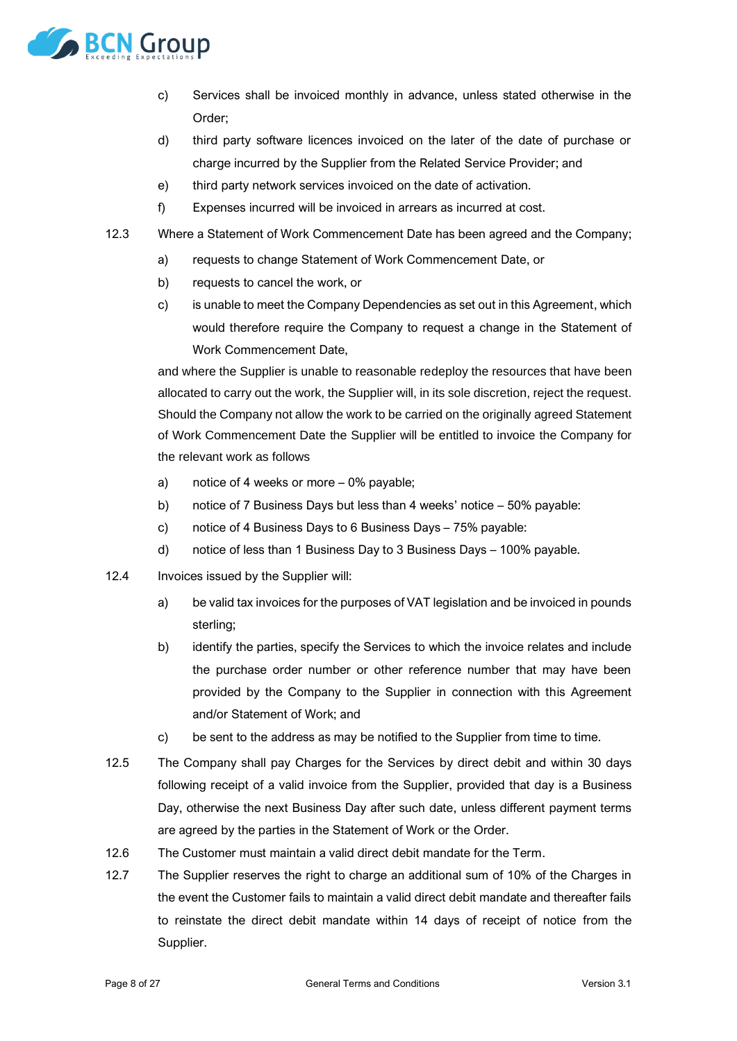c) Services shall be invoiced monthly in advance, unless stated otherwise in the Order;

d) third party software licences invoiced on the later of the date of purchase or charge incurred by the Supplier from the Related Service Provider; and

e) third party network services invoiced on the date of activation.

f) Expenses incurred will be invoiced in arrears as incurred at cost.

12.3 Where a Statement of Work Commencement Date has been agreed and the Company;

a) requests to change Statement of Work Commencement Date, or

b) requests to cancel the work, or

c) is unable to meet the Company Dependencies as set out in this Agreement, which would therefore require the Company to request a change in the Statement of Work Commencement Date,

and where the Supplier is unable to reasonable redeploy the resources that have been allocated to carry out the work, the Supplier will, in its sole discretion, reject the request. Should the Company not allow the work to be carried on the originally agreed Statement of Work Commencement Date the Supplier will be entitled to invoice the Company for the relevant work as follows

a) notice of 4 weeks or more – 0% payable;

b) notice of 7 Business Days but less than 4 weeks' notice – 50% payable:

c) notice of 4 Business Days to 6 Business Days – 75% payable:

d) notice of less than 1 Business Day to 3 Business Days – 100% payable.

12.4 Invoices issued by the Supplier will:

a) be valid tax invoices for the purposes of VAT legislation and be invoiced in pounds sterling;

b) identify the parties, specify the Services to which the invoice relates and include the purchase order number or other reference number that may have been provided by the Company to the Supplier in connection with this Agreement and/or Statement of Work; and

c) be sent to the address as may be notified to the Supplier from time to time.

12.5 The Company shall pay Charges for the Services by direct debit and within 30 days following receipt of a valid invoice from the Supplier, provided that day is a Business Day, otherwise the next Business Day after such date, unless different payment terms are agreed by the parties in the Statement of Work or the Order.

12.6 The Customer must maintain a valid direct debit mandate for the Term.

12.7 The Supplier reserves the right to charge an additional sum of 10% of the Charges in the event the Customer fails to maintain a valid direct debit mandate and thereafter fails to reinstate the direct debit mandate within 14 days of receipt of notice from the Supplier.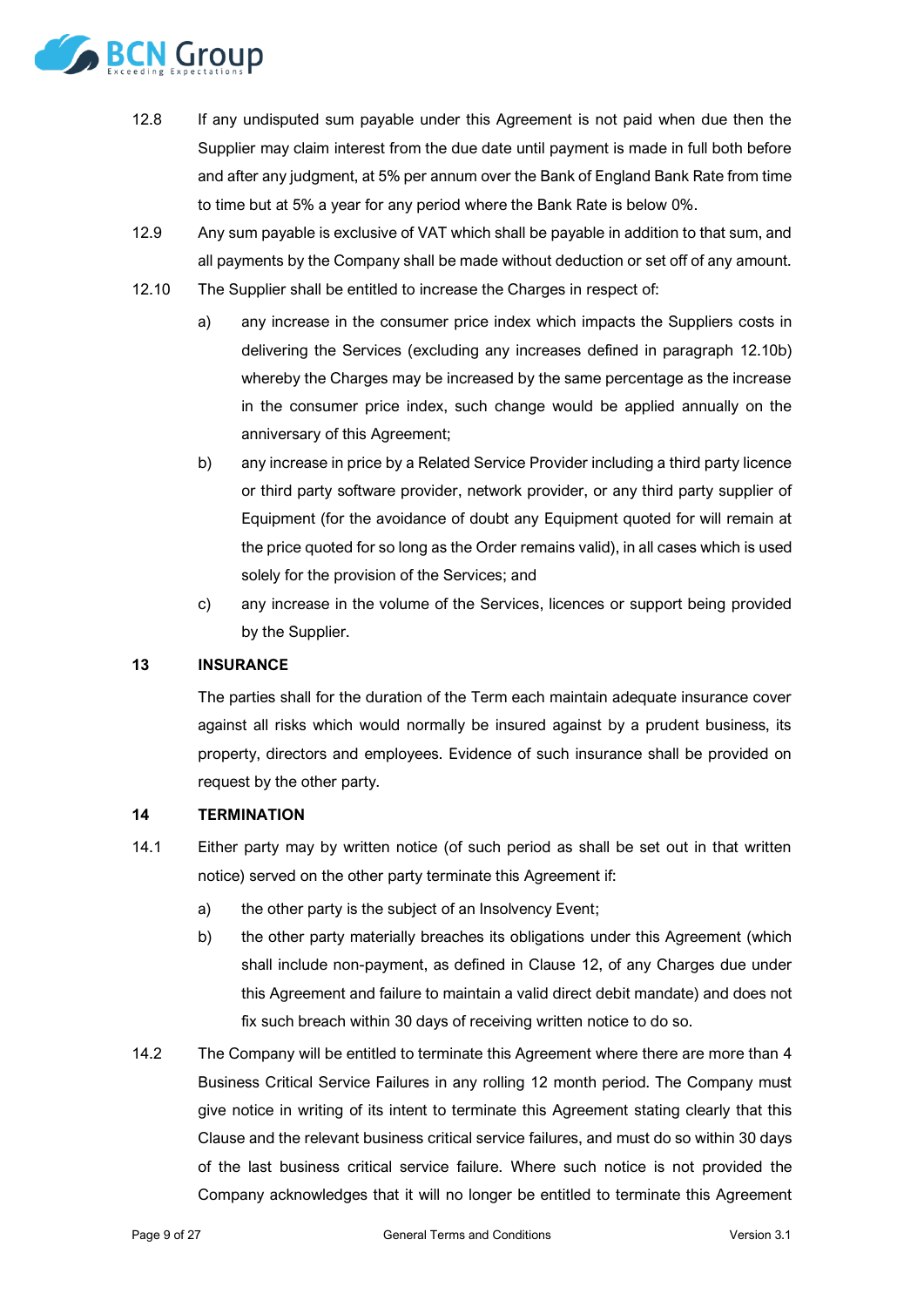12.8 If any undisputed sum payable under this Agreement is not paid when due then the Supplier may claim interest from the due date until payment is made in full both before and after any judgment, at 5% per annum over the Bank of England Bank Rate from time to time but at 5% a year for any period where the Bank Rate is below 0%.

12.9 Any sum payable is exclusive of VAT which shall be payable in addition to that sum, and all payments by the Company shall be made without deduction or set off of any amount.

12.10 The Supplier shall be entitled to increase the Charges in respect of:

a) any increase in the consumer price index which impacts the Suppliers costs in delivering the Services (excluding any increases defined in paragraph 12.10b) whereby the Charges may be increased by the same percentage as the increase in the consumer price index, such change would be applied annually on the anniversary of this Agreement;

b) any increase in price by a Related Service Provider including a third party licence or third party software provider, network provider, or any third party supplier of Equipment (for the avoidance of doubt any Equipment quoted for will remain at the price quoted for so long as the Order remains valid), in all cases which is used solely for the provision of the Services; and

c) any increase in the volume of the Services, licences or support being provided by the Supplier.

## 13 INSURANCE

The parties shall for the duration of the Term each maintain adequate insurance cover against all risks which would normally be insured against by a prudent business, its property, directors and employees. Evidence of such insurance shall be provided on request by the other party.

## 14 TERMINATION

14.1 Either party may by written notice (of such period as shall be set out in that written notice) served on the other party terminate this Agreement if:

a) the other party is the subject of an Insolvency Event;

b) the other party materially breaches its obligations under this Agreement (which shall include non-payment, as defined in Clause 12, of any Charges due under this Agreement and failure to maintain a valid direct debit mandate) and does not fix such breach within 30 days of receiving written notice to do so.

14.2 The Company will be entitled to terminate this Agreement where there are more than 4 Business Critical Service Failures in any rolling 12 month period. The Company must give notice in writing of its intent to terminate this Agreement stating clearly that this Clause and the relevant business critical service failures, and must do so within 30 days of the last business critical service failure. Where such notice is not provided the Company acknowledges that it will no longer be entitled to terminate this Agreement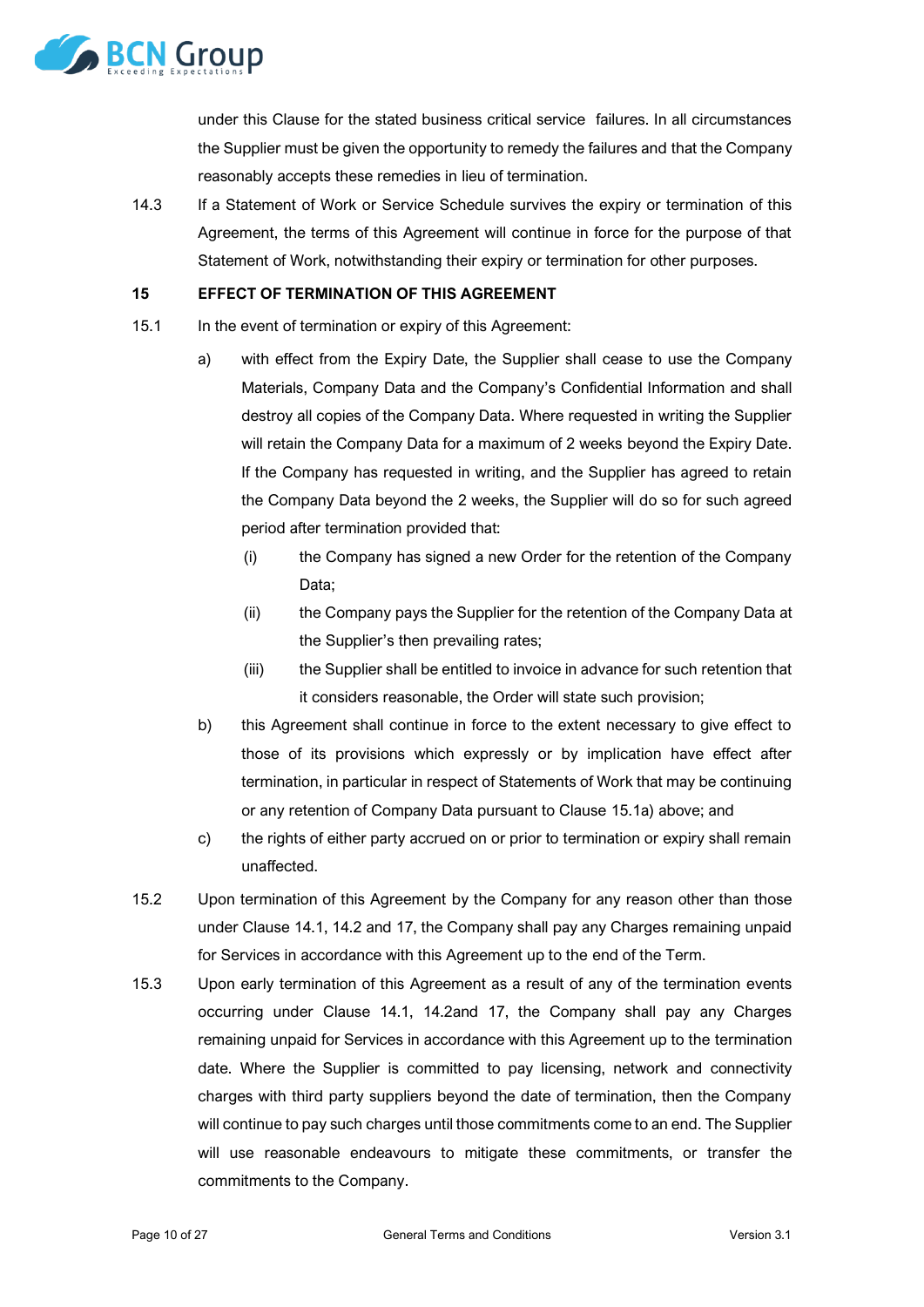under this Clause for the stated business critical service failures. In all circumstances the Supplier must be given the opportunity to remedy the failures and that the Company reasonably accepts these remedies in lieu of termination.

14.3 If a Statement of Work or Service Schedule survives the expiry or termination of this Agreement, the terms of this Agreement will continue in force for the purpose of that Statement of Work, notwithstanding their expiry or termination for other purposes.

**15 EFFECT OF TERMINATION OF THIS AGREEMENT**

15.1 In the event of termination or expiry of this Agreement:

a) with effect from the Expiry Date, the Supplier shall cease to use the Company Materials, Company Data and the Company's Confidential Information and shall destroy all copies of the Company Data. Where requested in writing the Supplier will retain the Company Data for a maximum of 2 weeks beyond the Expiry Date. If the Company has requested in writing, and the Supplier has agreed to retain the Company Data beyond the 2 weeks, the Supplier will do so for such agreed period after termination provided that:

   (i) the Company has signed a new Order for the retention of the Company Data;

   (ii) the Company pays the Supplier for the retention of the Company Data at the Supplier's then prevailing rates;

   (iii) the Supplier shall be entitled to invoice in advance for such retention that it considers reasonable, the Order will state such provision;

b) this Agreement shall continue in force to the extent necessary to give effect to those of its provisions which expressly or by implication have effect after termination, in particular in respect of Statements of Work that may be continuing or any retention of Company Data pursuant to Clause 15.1a) above; and

c) the rights of either party accrued on or prior to termination or expiry shall remain unaffected.

15.2 Upon termination of this Agreement by the Company for any reason other than those under Clause 14.1, 14.2 and 17, the Company shall pay any Charges remaining unpaid for Services in accordance with this Agreement up to the end of the Term.

15.3 Upon early termination of this Agreement as a result of any of the termination events occurring under Clause 14.1, 14.2and 17, the Company shall pay any Charges remaining unpaid for Services in accordance with this Agreement up to the termination date. Where the Supplier is committed to pay licensing, network and connectivity charges with third party suppliers beyond the date of termination, then the Company will continue to pay such charges until those commitments come to an end. The Supplier will use reasonable endeavours to mitigate these commitments, or transfer the commitments to the Company.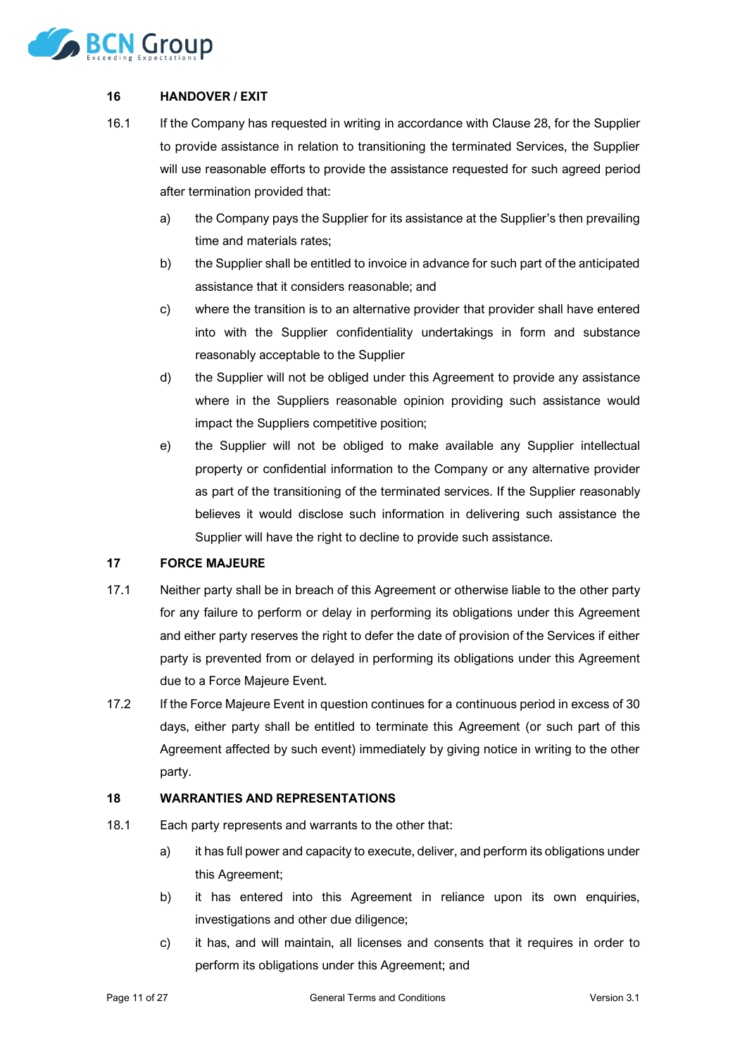## 16 HANDOVER / EXIT

16.1 If the Company has requested in writing in accordance with Clause 28, for the Supplier to provide assistance in relation to transitioning the terminated Services, the Supplier will use reasonable efforts to provide the assistance requested for such agreed period after termination provided that:

a) the Company pays the Supplier for its assistance at the Supplier's then prevailing time and materials rates;

b) the Supplier shall be entitled to invoice in advance for such part of the anticipated assistance that it considers reasonable; and

c) where the transition is to an alternative provider that provider shall have entered into with the Supplier confidentiality undertakings in form and substance reasonably acceptable to the Supplier

d) the Supplier will not be obliged under this Agreement to provide any assistance where in the Suppliers reasonable opinion providing such assistance would impact the Suppliers competitive position;

e) the Supplier will not be obliged to make available any Supplier intellectual property or confidential information to the Company or any alternative provider as part of the transitioning of the terminated services. If the Supplier reasonably believes it would disclose such information in delivering such assistance the Supplier will have the right to decline to provide such assistance.

## 17 FORCE MAJEURE

17.1 Neither party shall be in breach of this Agreement or otherwise liable to the other party for any failure to perform or delay in performing its obligations under this Agreement and either party reserves the right to defer the date of provision of the Services if either party is prevented from or delayed in performing its obligations under this Agreement due to a Force Majeure Event.

17.2 If the Force Majeure Event in question continues for a continuous period in excess of 30 days, either party shall be entitled to terminate this Agreement (or such part of this Agreement affected by such event) immediately by giving notice in writing to the other party.

## 18 WARRANTIES AND REPRESENTATIONS

18.1 Each party represents and warrants to the other that:

a) it has full power and capacity to execute, deliver, and perform its obligations under this Agreement;

b) it has entered into this Agreement in reliance upon its own enquiries, investigations and other due diligence;

c) it has, and will maintain, all licenses and consents that it requires in order to perform its obligations under this Agreement; and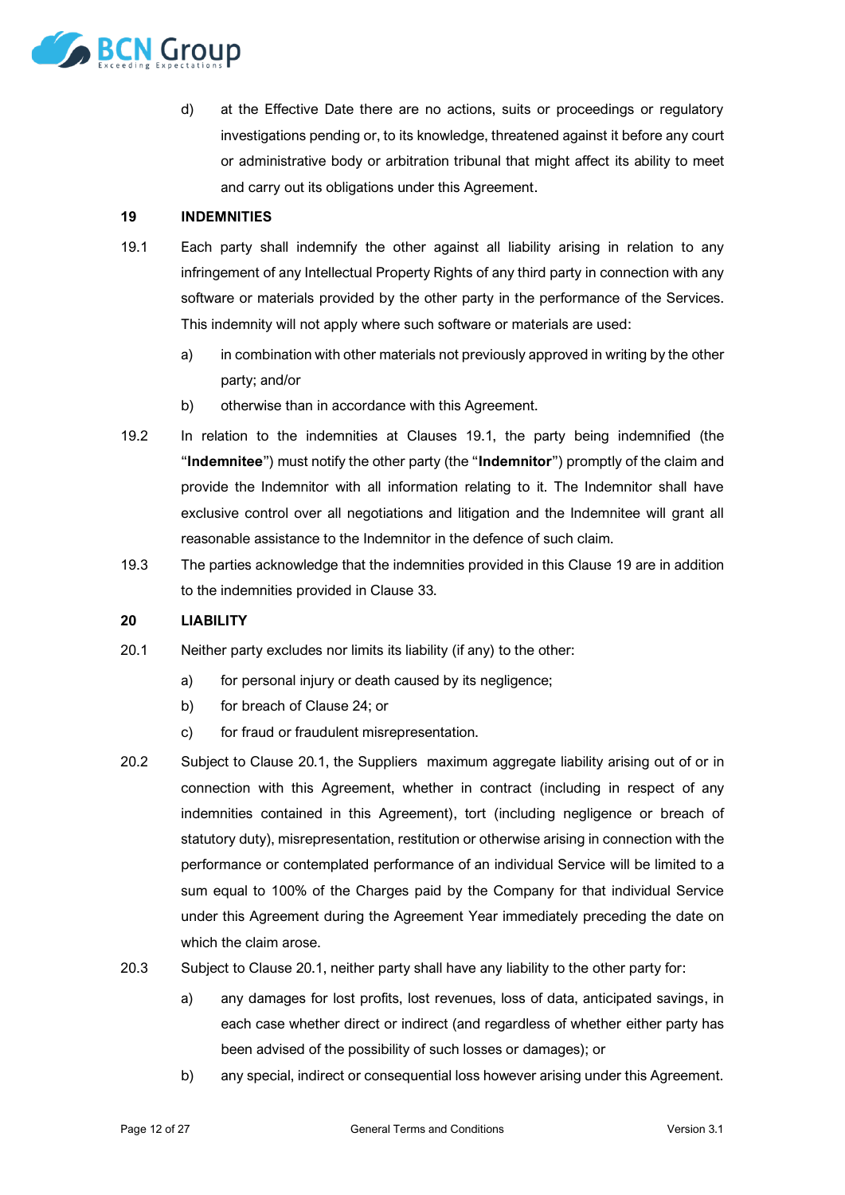d) at the Effective Date there are no actions, suits or proceedings or regulatory investigations pending or, to its knowledge, threatened against it before any court or administrative body or arbitration tribunal that might affect its ability to meet and carry out its obligations under this Agreement.

## 19 INDEMNITIES

19.1 Each party shall indemnify the other against all liability arising in relation to any infringement of any Intellectual Property Rights of any third party in connection with any software or materials provided by the other party in the performance of the Services. This indemnity will not apply where such software or materials are used:

a) in combination with other materials not previously approved in writing by the other party; and/or

b) otherwise than in accordance with this Agreement.

19.2 In relation to the indemnities at Clauses 19.1, the party being indemnified (the "**Indemnitee**") must notify the other party (the "**Indemnitor**") promptly of the claim and provide the Indemnitor with all information relating to it. The Indemnitor shall have exclusive control over all negotiations and litigation and the Indemnitee will grant all reasonable assistance to the Indemnitor in the defence of such claim.

19.3 The parties acknowledge that the indemnities provided in this Clause 19 are in addition to the indemnities provided in Clause 33.

## 20 LIABILITY

20.1 Neither party excludes nor limits its liability (if any) to the other:

a) for personal injury or death caused by its negligence;

b) for breach of Clause 24; or

c) for fraud or fraudulent misrepresentation.

20.2 Subject to Clause 20.1, the Suppliers maximum aggregate liability arising out of or in connection with this Agreement, whether in contract (including in respect of any indemnities contained in this Agreement), tort (including negligence or breach of statutory duty), misrepresentation, restitution or otherwise arising in connection with the performance or contemplated performance of an individual Service will be limited to a sum equal to 100% of the Charges paid by the Company for that individual Service under this Agreement during the Agreement Year immediately preceding the date on which the claim arose.

20.3 Subject to Clause 20.1, neither party shall have any liability to the other party for:

a) any damages for lost profits, lost revenues, loss of data, anticipated savings, in each case whether direct or indirect (and regardless of whether either party has been advised of the possibility of such losses or damages); or

b) any special, indirect or consequential loss however arising under this Agreement.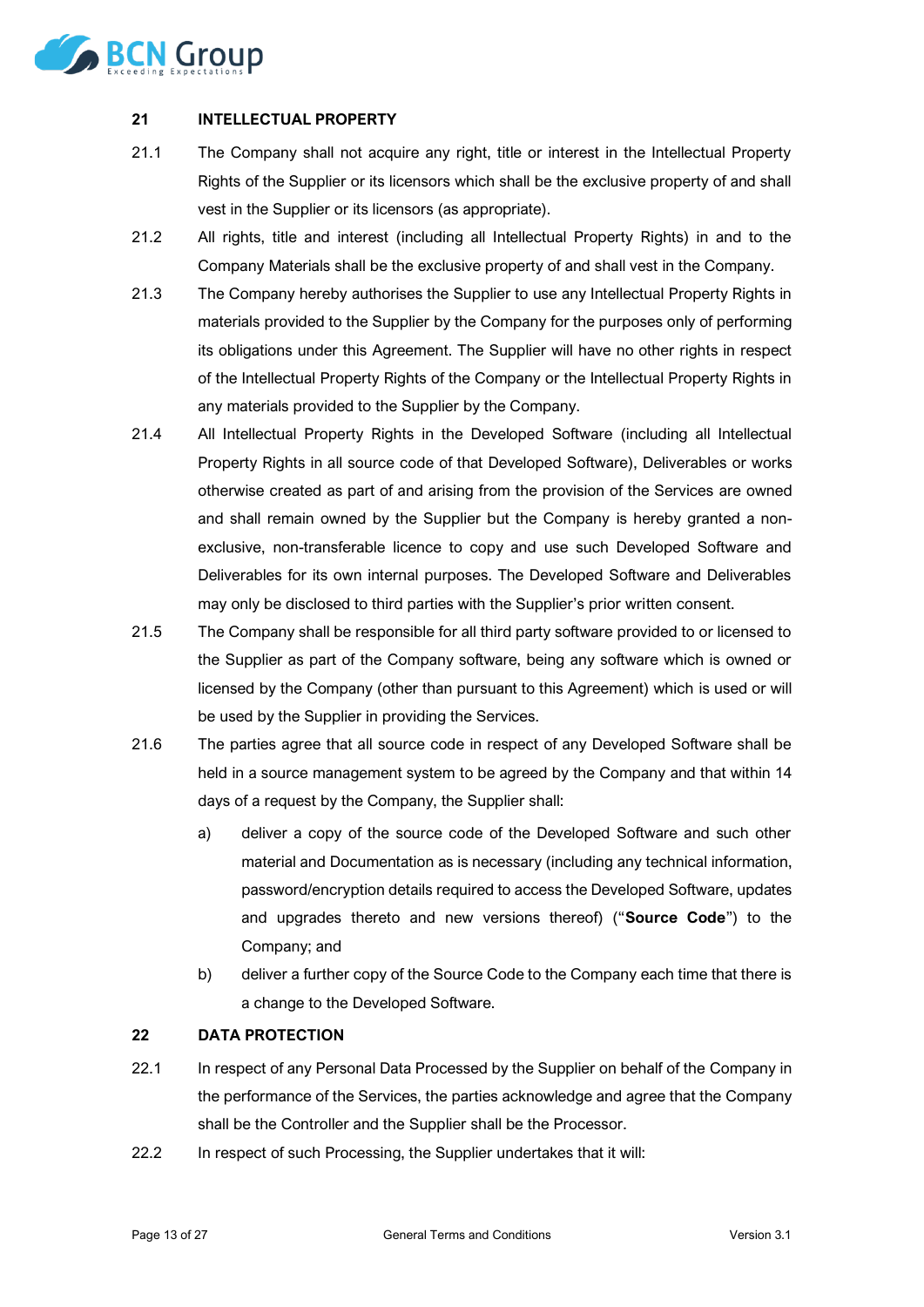## 21 INTELLECTUAL PROPERTY

21.1 The Company shall not acquire any right, title or interest in the Intellectual Property Rights of the Supplier or its licensors which shall be the exclusive property of and shall vest in the Supplier or its licensors (as appropriate).

21.2 All rights, title and interest (including all Intellectual Property Rights) in and to the Company Materials shall be the exclusive property of and shall vest in the Company.

21.3 The Company hereby authorises the Supplier to use any Intellectual Property Rights in materials provided to the Supplier by the Company for the purposes only of performing its obligations under this Agreement. The Supplier will have no other rights in respect of the Intellectual Property Rights of the Company or the Intellectual Property Rights in any materials provided to the Supplier by the Company.

21.4 All Intellectual Property Rights in the Developed Software (including all Intellectual Property Rights in all source code of that Developed Software), Deliverables or works otherwise created as part of and arising from the provision of the Services are owned and shall remain owned by the Supplier but the Company is hereby granted a non-exclusive, non-transferable licence to copy and use such Developed Software and Deliverables for its own internal purposes. The Developed Software and Deliverables may only be disclosed to third parties with the Supplier's prior written consent.

21.5 The Company shall be responsible for all third party software provided to or licensed to the Supplier as part of the Company software, being any software which is owned or licensed by the Company (other than pursuant to this Agreement) which is used or will be used by the Supplier in providing the Services.

21.6 The parties agree that all source code in respect of any Developed Software shall be held in a source management system to be agreed by the Company and that within 14 days of a request by the Company, the Supplier shall:

a) deliver a copy of the source code of the Developed Software and such other material and Documentation as is necessary (including any technical information, password/encryption details required to access the Developed Software, updates and upgrades thereto and new versions thereof) ("**Source Code**") to the Company; and

b) deliver a further copy of the Source Code to the Company each time that there is a change to the Developed Software.

## 22 DATA PROTECTION

22.1 In respect of any Personal Data Processed by the Supplier on behalf of the Company in the performance of the Services, the parties acknowledge and agree that the Company shall be the Controller and the Supplier shall be the Processor.

22.2 In respect of such Processing, the Supplier undertakes that it will: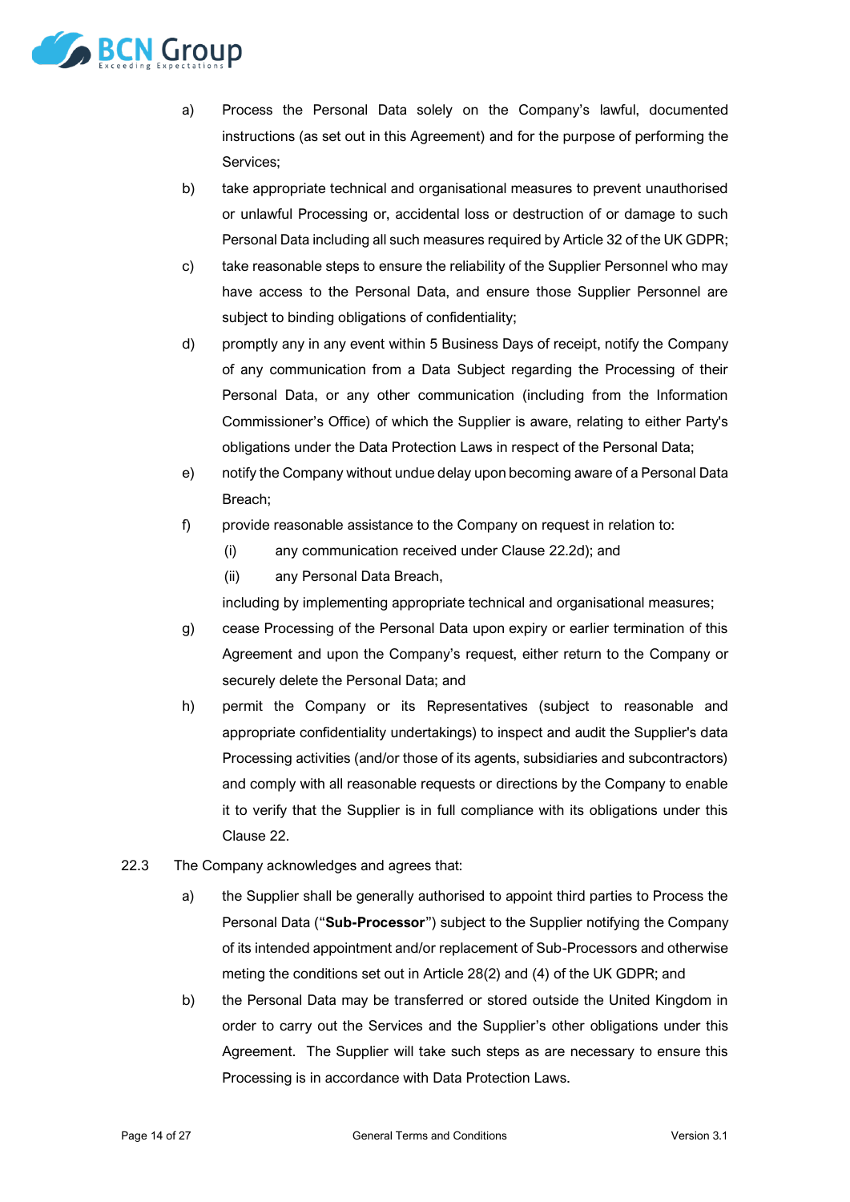a) Process the Personal Data solely on the Company's lawful, documented instructions (as set out in this Agreement) and for the purpose of performing the Services;

b) take appropriate technical and organisational measures to prevent unauthorised or unlawful Processing or, accidental loss or destruction of or damage to such Personal Data including all such measures required by Article 32 of the UK GDPR;

c) take reasonable steps to ensure the reliability of the Supplier Personnel who may have access to the Personal Data, and ensure those Supplier Personnel are subject to binding obligations of confidentiality;

d) promptly any in any event within 5 Business Days of receipt, notify the Company of any communication from a Data Subject regarding the Processing of their Personal Data, or any other communication (including from the Information Commissioner's Office) of which the Supplier is aware, relating to either Party's obligations under the Data Protection Laws in respect of the Personal Data;

e) notify the Company without undue delay upon becoming aware of a Personal Data Breach;

f) provide reasonable assistance to the Company on request in relation to:

   (i) any communication received under Clause 22.2d); and

   (ii) any Personal Data Breach,

   including by implementing appropriate technical and organisational measures;

g) cease Processing of the Personal Data upon expiry or earlier termination of this Agreement and upon the Company's request, either return to the Company or securely delete the Personal Data; and

h) permit the Company or its Representatives (subject to reasonable and appropriate confidentiality undertakings) to inspect and audit the Supplier's data Processing activities (and/or those of its agents, subsidiaries and subcontractors) and comply with all reasonable requests or directions by the Company to enable it to verify that the Supplier is in full compliance with its obligations under this Clause 22.

22.3 The Company acknowledges and agrees that:

a) the Supplier shall be generally authorised to appoint third parties to Process the Personal Data ("**Sub-Processor**") subject to the Supplier notifying the Company of its intended appointment and/or replacement of Sub-Processors and otherwise meting the conditions set out in Article 28(2) and (4) of the UK GDPR; and

b) the Personal Data may be transferred or stored outside the United Kingdom in order to carry out the Services and the Supplier's other obligations under this Agreement. The Supplier will take such steps as are necessary to ensure this Processing is in accordance with Data Protection Laws.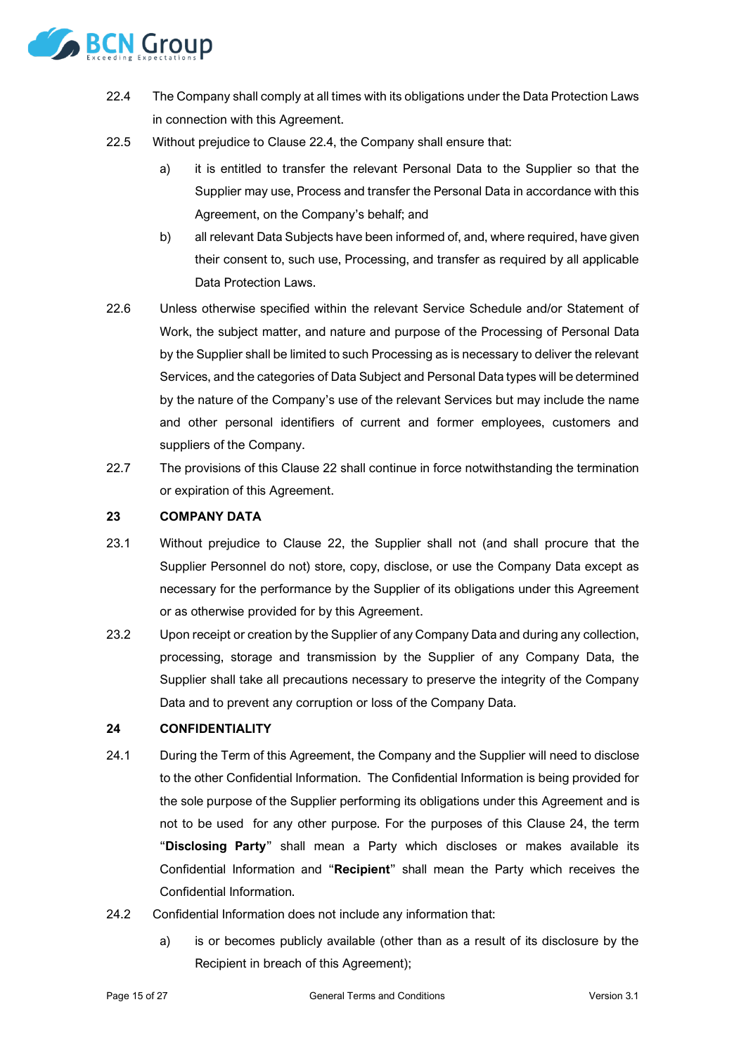22.4 The Company shall comply at all times with its obligations under the Data Protection Laws in connection with this Agreement.

22.5 Without prejudice to Clause 22.4, the Company shall ensure that:

a) it is entitled to transfer the relevant Personal Data to the Supplier so that the Supplier may use, Process and transfer the Personal Data in accordance with this Agreement, on the Company's behalf; and

b) all relevant Data Subjects have been informed of, and, where required, have given their consent to, such use, Processing, and transfer as required by all applicable Data Protection Laws.

22.6 Unless otherwise specified within the relevant Service Schedule and/or Statement of Work, the subject matter, and nature and purpose of the Processing of Personal Data by the Supplier shall be limited to such Processing as is necessary to deliver the relevant Services, and the categories of Data Subject and Personal Data types will be determined by the nature of the Company's use of the relevant Services but may include the name and other personal identifiers of current and former employees, customers and suppliers of the Company.

22.7 The provisions of this Clause 22 shall continue in force notwithstanding the termination or expiration of this Agreement.

## 23 COMPANY DATA

23.1 Without prejudice to Clause 22, the Supplier shall not (and shall procure that the Supplier Personnel do not) store, copy, disclose, or use the Company Data except as necessary for the performance by the Supplier of its obligations under this Agreement or as otherwise provided for by this Agreement.

23.2 Upon receipt or creation by the Supplier of any Company Data and during any collection, processing, storage and transmission by the Supplier of any Company Data, the Supplier shall take all precautions necessary to preserve the integrity of the Company Data and to prevent any corruption or loss of the Company Data.

## 24 CONFIDENTIALITY

24.1 During the Term of this Agreement, the Company and the Supplier will need to disclose to the other Confidential Information. The Confidential Information is being provided for the sole purpose of the Supplier performing its obligations under this Agreement and is not to be used for any other purpose. For the purposes of this Clause 24, the term "**Disclosing Party**" shall mean a Party which discloses or makes available its Confidential Information and "**Recipient**" shall mean the Party which receives the Confidential Information.

24.2 Confidential Information does not include any information that:

a) is or becomes publicly available (other than as a result of its disclosure by the Recipient in breach of this Agreement);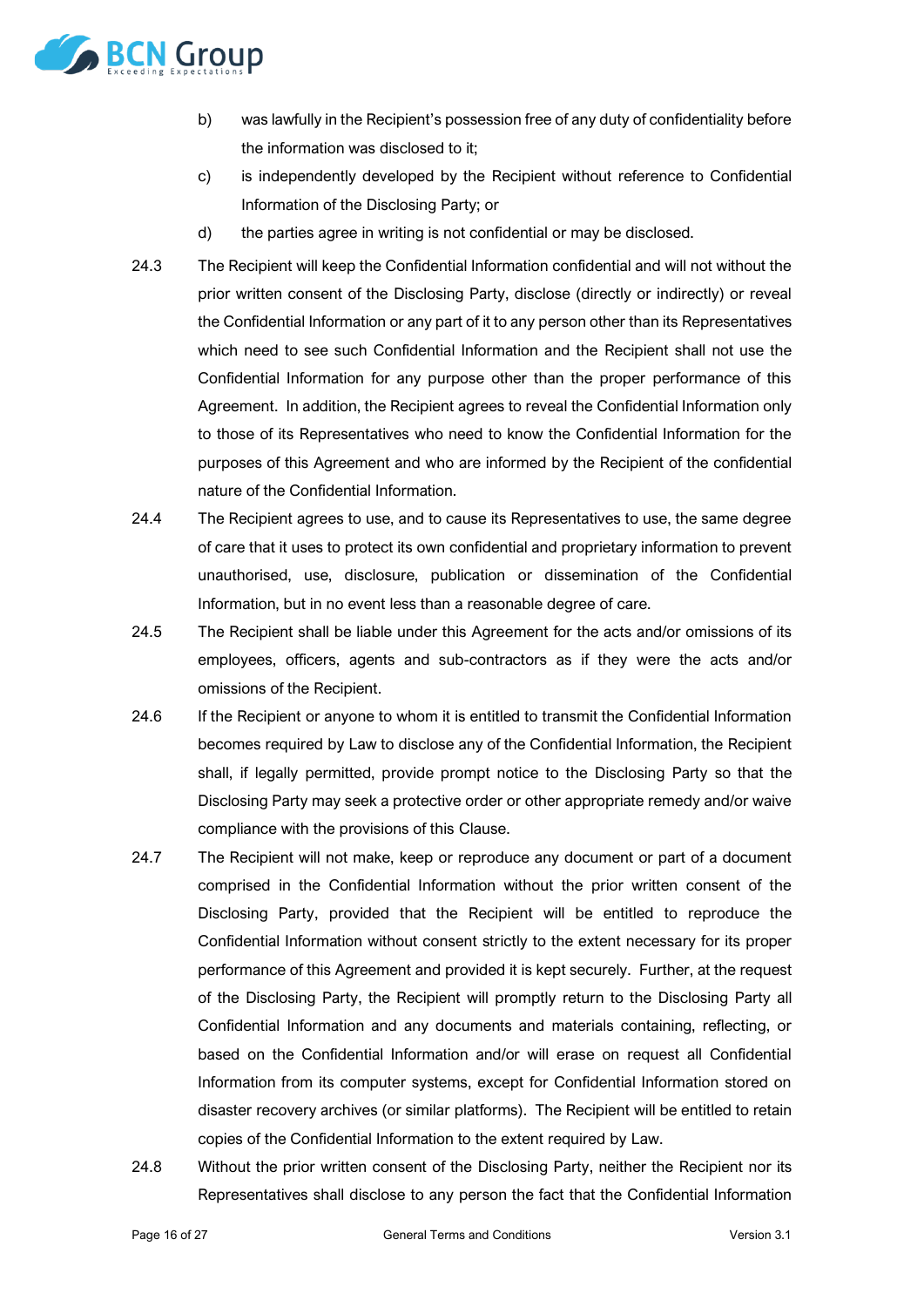b) was lawfully in the Recipient's possession free of any duty of confidentiality before the information was disclosed to it;

c) is independently developed by the Recipient without reference to Confidential Information of the Disclosing Party; or

d) the parties agree in writing is not confidential or may be disclosed.

24.3 The Recipient will keep the Confidential Information confidential and will not without the prior written consent of the Disclosing Party, disclose (directly or indirectly) or reveal the Confidential Information or any part of it to any person other than its Representatives which need to see such Confidential Information and the Recipient shall not use the Confidential Information for any purpose other than the proper performance of this Agreement. In addition, the Recipient agrees to reveal the Confidential Information only to those of its Representatives who need to know the Confidential Information for the purposes of this Agreement and who are informed by the Recipient of the confidential nature of the Confidential Information.

24.4 The Recipient agrees to use, and to cause its Representatives to use, the same degree of care that it uses to protect its own confidential and proprietary information to prevent unauthorised, use, disclosure, publication or dissemination of the Confidential Information, but in no event less than a reasonable degree of care.

24.5 The Recipient shall be liable under this Agreement for the acts and/or omissions of its employees, officers, agents and sub-contractors as if they were the acts and/or omissions of the Recipient.

24.6 If the Recipient or anyone to whom it is entitled to transmit the Confidential Information becomes required by Law to disclose any of the Confidential Information, the Recipient shall, if legally permitted, provide prompt notice to the Disclosing Party so that the Disclosing Party may seek a protective order or other appropriate remedy and/or waive compliance with the provisions of this Clause.

24.7 The Recipient will not make, keep or reproduce any document or part of a document comprised in the Confidential Information without the prior written consent of the Disclosing Party, provided that the Recipient will be entitled to reproduce the Confidential Information without consent strictly to the extent necessary for its proper performance of this Agreement and provided it is kept securely. Further, at the request of the Disclosing Party, the Recipient will promptly return to the Disclosing Party all Confidential Information and any documents and materials containing, reflecting, or based on the Confidential Information and/or will erase on request all Confidential Information from its computer systems, except for Confidential Information stored on disaster recovery archives (or similar platforms). The Recipient will be entitled to retain copies of the Confidential Information to the extent required by Law.

24.8 Without the prior written consent of the Disclosing Party, neither the Recipient nor its Representatives shall disclose to any person the fact that the Confidential Information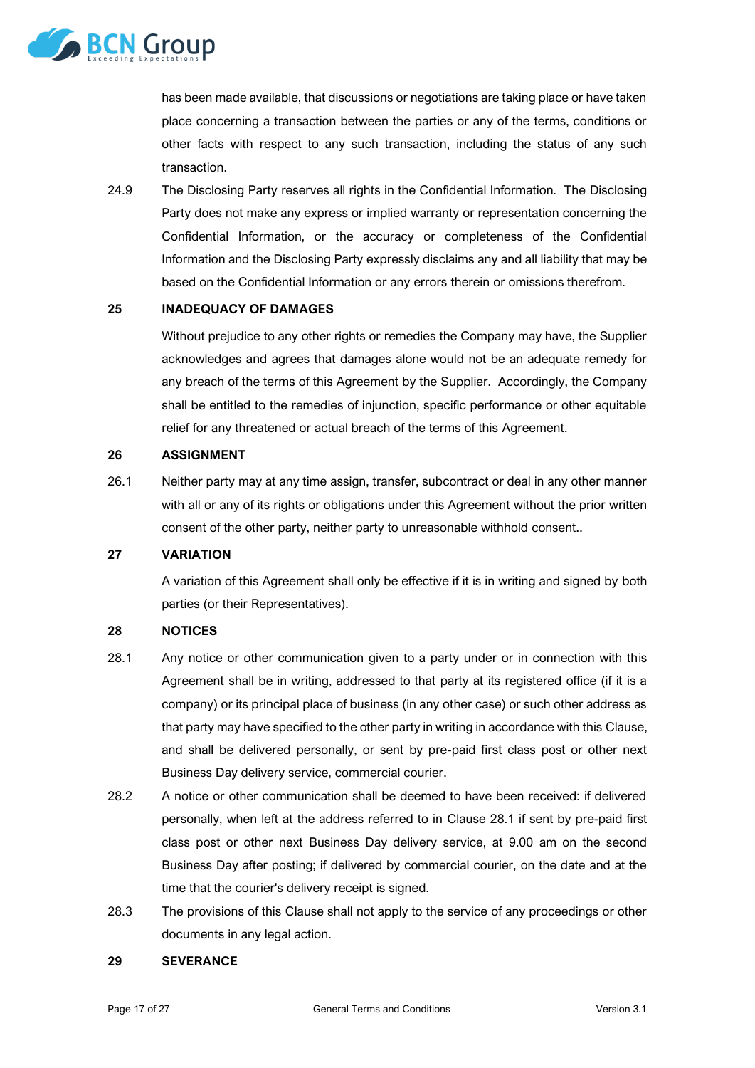has been made available, that discussions or negotiations are taking place or have taken place concerning a transaction between the parties or any of the terms, conditions or other facts with respect to any such transaction, including the status of any such transaction.

24.9 The Disclosing Party reserves all rights in the Confidential Information. The Disclosing Party does not make any express or implied warranty or representation concerning the Confidential Information, or the accuracy or completeness of the Confidential Information and the Disclosing Party expressly disclaims any and all liability that may be based on the Confidential Information or any errors therein or omissions therefrom.

## 25 INADEQUACY OF DAMAGES

Without prejudice to any other rights or remedies the Company may have, the Supplier acknowledges and agrees that damages alone would not be an adequate remedy for any breach of the terms of this Agreement by the Supplier. Accordingly, the Company shall be entitled to the remedies of injunction, specific performance or other equitable relief for any threatened or actual breach of the terms of this Agreement.

## 26 ASSIGNMENT

26.1 Neither party may at any time assign, transfer, subcontract or deal in any other manner with all or any of its rights or obligations under this Agreement without the prior written consent of the other party, neither party to unreasonable withhold consent..

## 27 VARIATION

A variation of this Agreement shall only be effective if it is in writing and signed by both parties (or their Representatives).

## 28 NOTICES

28.1 Any notice or other communication given to a party under or in connection with this Agreement shall be in writing, addressed to that party at its registered office (if it is a company) or its principal place of business (in any other case) or such other address as that party may have specified to the other party in writing in accordance with this Clause, and shall be delivered personally, or sent by pre-paid first class post or other next Business Day delivery service, commercial courier.

28.2 A notice or other communication shall be deemed to have been received: if delivered personally, when left at the address referred to in Clause 28.1 if sent by pre-paid first class post or other next Business Day delivery service, at 9.00 am on the second Business Day after posting; if delivered by commercial courier, on the date and at the time that the courier's delivery receipt is signed.

28.3 The provisions of this Clause shall not apply to the service of any proceedings or other documents in any legal action.

## 29 SEVERANCE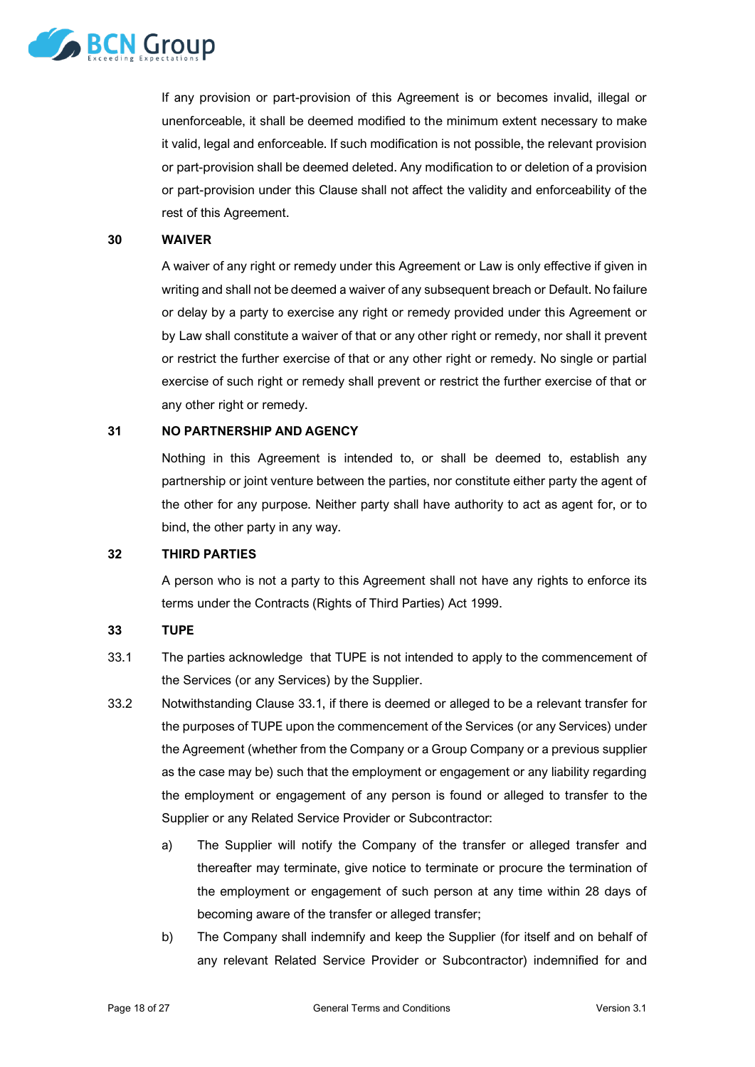If any provision or part-provision of this Agreement is or becomes invalid, illegal or unenforceable, it shall be deemed modified to the minimum extent necessary to make it valid, legal and enforceable. If such modification is not possible, the relevant provision or part-provision shall be deemed deleted. Any modification to or deletion of a provision or part-provision under this Clause shall not affect the validity and enforceability of the rest of this Agreement.

## 30 WAIVER

A waiver of any right or remedy under this Agreement or Law is only effective if given in writing and shall not be deemed a waiver of any subsequent breach or Default. No failure or delay by a party to exercise any right or remedy provided under this Agreement or by Law shall constitute a waiver of that or any other right or remedy, nor shall it prevent or restrict the further exercise of that or any other right or remedy. No single or partial exercise of such right or remedy shall prevent or restrict the further exercise of that or any other right or remedy.

## 31 NO PARTNERSHIP AND AGENCY

Nothing in this Agreement is intended to, or shall be deemed to, establish any partnership or joint venture between the parties, nor constitute either party the agent of the other for any purpose. Neither party shall have authority to act as agent for, or to bind, the other party in any way.

## 32 THIRD PARTIES

A person who is not a party to this Agreement shall not have any rights to enforce its terms under the Contracts (Rights of Third Parties) Act 1999.

## 33 TUPE

33.1 The parties acknowledge that TUPE is not intended to apply to the commencement of the Services (or any Services) by the Supplier.

33.2 Notwithstanding Clause 33.1, if there is deemed or alleged to be a relevant transfer for the purposes of TUPE upon the commencement of the Services (or any Services) under the Agreement (whether from the Company or a Group Company or a previous supplier as the case may be) such that the employment or engagement or any liability regarding the employment or engagement of any person is found or alleged to transfer to the Supplier or any Related Service Provider or Subcontractor:

a) The Supplier will notify the Company of the transfer or alleged transfer and thereafter may terminate, give notice to terminate or procure the termination of the employment or engagement of such person at any time within 28 days of becoming aware of the transfer or alleged transfer;

b) The Company shall indemnify and keep the Supplier (for itself and on behalf of any relevant Related Service Provider or Subcontractor) indemnified for and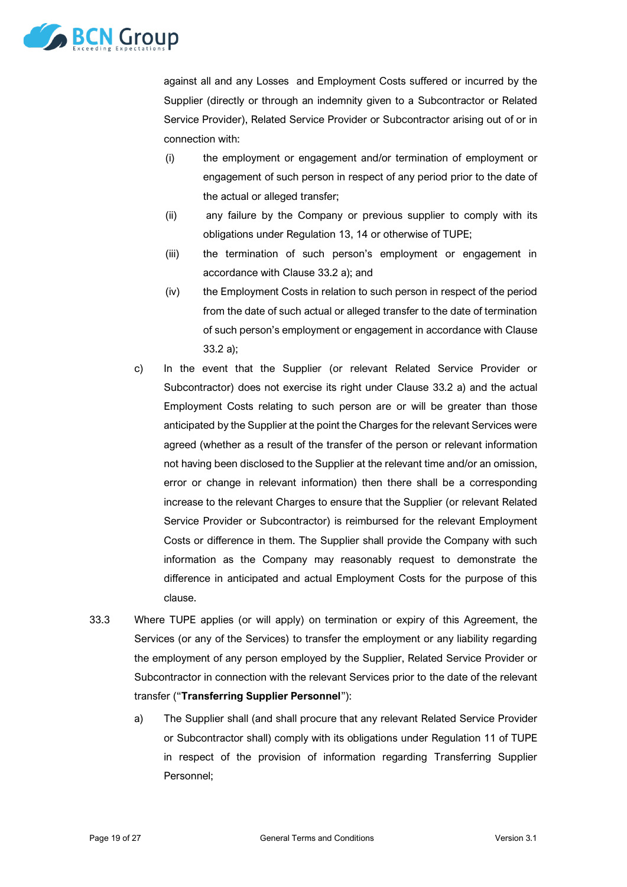against all and any Losses and Employment Costs suffered or incurred by the Supplier (directly or through an indemnity given to a Subcontractor or Related Service Provider), Related Service Provider or Subcontractor arising out of or in connection with:

(i) the employment or engagement and/or termination of employment or engagement of such person in respect of any period prior to the date of the actual or alleged transfer;

(ii) any failure by the Company or previous supplier to comply with its obligations under Regulation 13, 14 or otherwise of TUPE;

(iii) the termination of such person's employment or engagement in accordance with Clause 33.2 a); and

(iv) the Employment Costs in relation to such person in respect of the period from the date of such actual or alleged transfer to the date of termination of such person's employment or engagement in accordance with Clause 33.2 a);

c) In the event that the Supplier (or relevant Related Service Provider or Subcontractor) does not exercise its right under Clause 33.2 a) and the actual Employment Costs relating to such person are or will be greater than those anticipated by the Supplier at the point the Charges for the relevant Services were agreed (whether as a result of the transfer of the person or relevant information not having been disclosed to the Supplier at the relevant time and/or an omission, error or change in relevant information) then there shall be a corresponding increase to the relevant Charges to ensure that the Supplier (or relevant Related Service Provider or Subcontractor) is reimbursed for the relevant Employment Costs or difference in them. The Supplier shall provide the Company with such information as the Company may reasonably request to demonstrate the difference in anticipated and actual Employment Costs for the purpose of this clause.

33.3 Where TUPE applies (or will apply) on termination or expiry of this Agreement, the Services (or any of the Services) to transfer the employment or any liability regarding the employment of any person employed by the Supplier, Related Service Provider or Subcontractor in connection with the relevant Services prior to the date of the relevant transfer ("**Transferring Supplier Personnel**"):

a) The Supplier shall (and shall procure that any relevant Related Service Provider or Subcontractor shall) comply with its obligations under Regulation 11 of TUPE in respect of the provision of information regarding Transferring Supplier Personnel;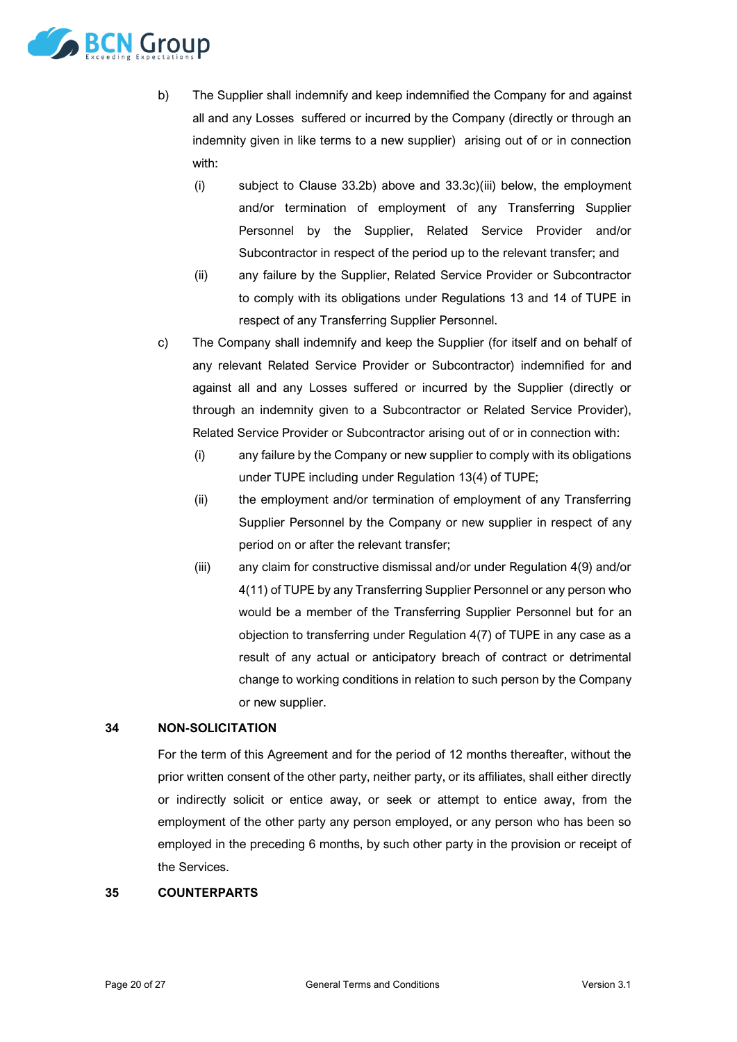b) The Supplier shall indemnify and keep indemnified the Company for and against all and any Losses suffered or incurred by the Company (directly or through an indemnity given in like terms to a new supplier) arising out of or in connection with:

   (i) subject to Clause 33.2b) above and 33.3c)(iii) below, the employment and/or termination of employment of any Transferring Supplier Personnel by the Supplier, Related Service Provider and/or Subcontractor in respect of the period up to the relevant transfer; and

   (ii) any failure by the Supplier, Related Service Provider or Subcontractor to comply with its obligations under Regulations 13 and 14 of TUPE in respect of any Transferring Supplier Personnel.

c) The Company shall indemnify and keep the Supplier (for itself and on behalf of any relevant Related Service Provider or Subcontractor) indemnified for and against all and any Losses suffered or incurred by the Supplier (directly or through an indemnity given to a Subcontractor or Related Service Provider), Related Service Provider or Subcontractor arising out of or in connection with:

   (i) any failure by the Company or new supplier to comply with its obligations under TUPE including under Regulation 13(4) of TUPE;

   (ii) the employment and/or termination of employment of any Transferring Supplier Personnel by the Company or new supplier in respect of any period on or after the relevant transfer;

   (iii) any claim for constructive dismissal and/or under Regulation 4(9) and/or 4(11) of TUPE by any Transferring Supplier Personnel or any person who would be a member of the Transferring Supplier Personnel but for an objection to transferring under Regulation 4(7) of TUPE in any case as a result of any actual or anticipatory breach of contract or detrimental change to working conditions in relation to such person by the Company or new supplier.

## 34 NON-SOLICITATION

For the term of this Agreement and for the period of 12 months thereafter, without the prior written consent of the other party, neither party, or its affiliates, shall either directly or indirectly solicit or entice away, or seek or attempt to entice away, from the employment of the other party any person employed, or any person who has been so employed in the preceding 6 months, by such other party in the provision or receipt of the Services.

## 35 COUNTERPARTS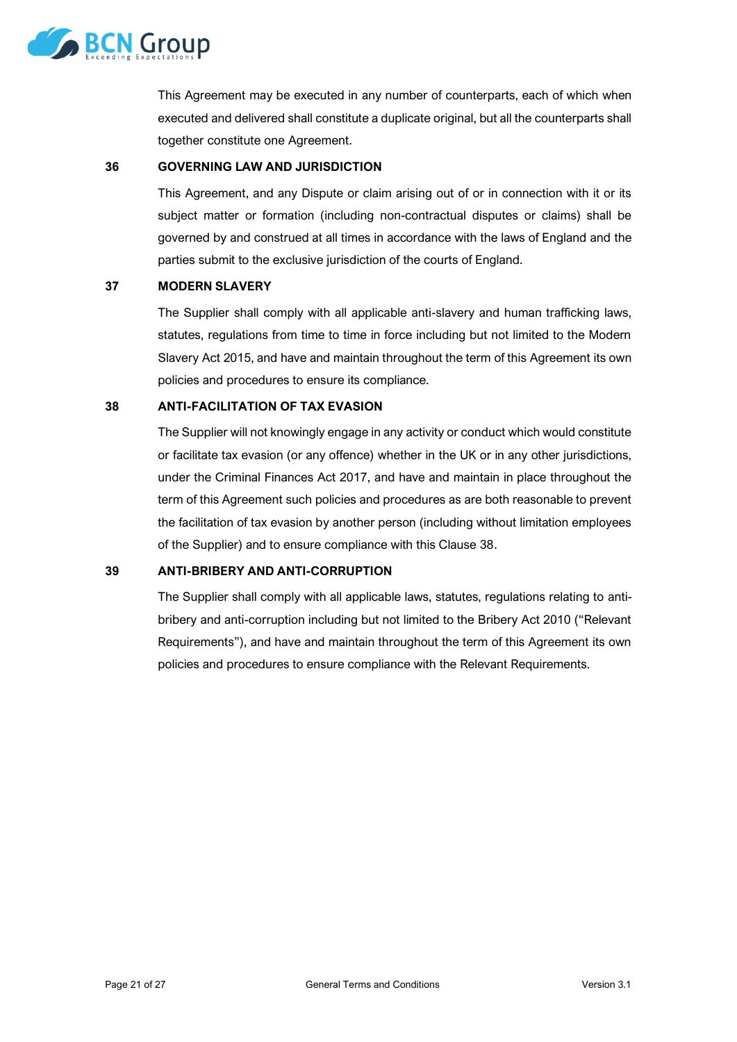This Agreement may be executed in any number of counterparts, each of which when executed and delivered shall constitute a duplicate original, but all the counterparts shall together constitute one Agreement.

## 36 GOVERNING LAW AND JURISDICTION

This Agreement, and any Dispute or claim arising out of or in connection with it or its subject matter or formation (including non-contractual disputes or claims) shall be governed by and construed at all times in accordance with the laws of England and the parties submit to the exclusive jurisdiction of the courts of England.

## 37 MODERN SLAVERY

The Supplier shall comply with all applicable anti-slavery and human trafficking laws, statutes, regulations from time to time in force including but not limited to the Modern Slavery Act 2015, and have and maintain throughout the term of this Agreement its own policies and procedures to ensure its compliance.

## 38 ANTI-FACILITATION OF TAX EVASION

The Supplier will not knowingly engage in any activity or conduct which would constitute or facilitate tax evasion (or any offence) whether in the UK or in any other jurisdictions, under the Criminal Finances Act 2017, and have and maintain in place throughout the term of this Agreement such policies and procedures as are both reasonable to prevent the facilitation of tax evasion by another person (including without limitation employees of the Supplier) and to ensure compliance with this Clause 38.

## 39 ANTI-BRIBERY AND ANTI-CORRUPTION

The Supplier shall comply with all applicable laws, statutes, regulations relating to anti-bribery and anti-corruption including but not limited to the Bribery Act 2010 ("Relevant Requirements"), and have and maintain throughout the term of this Agreement its own policies and procedures to ensure compliance with the Relevant Requirements.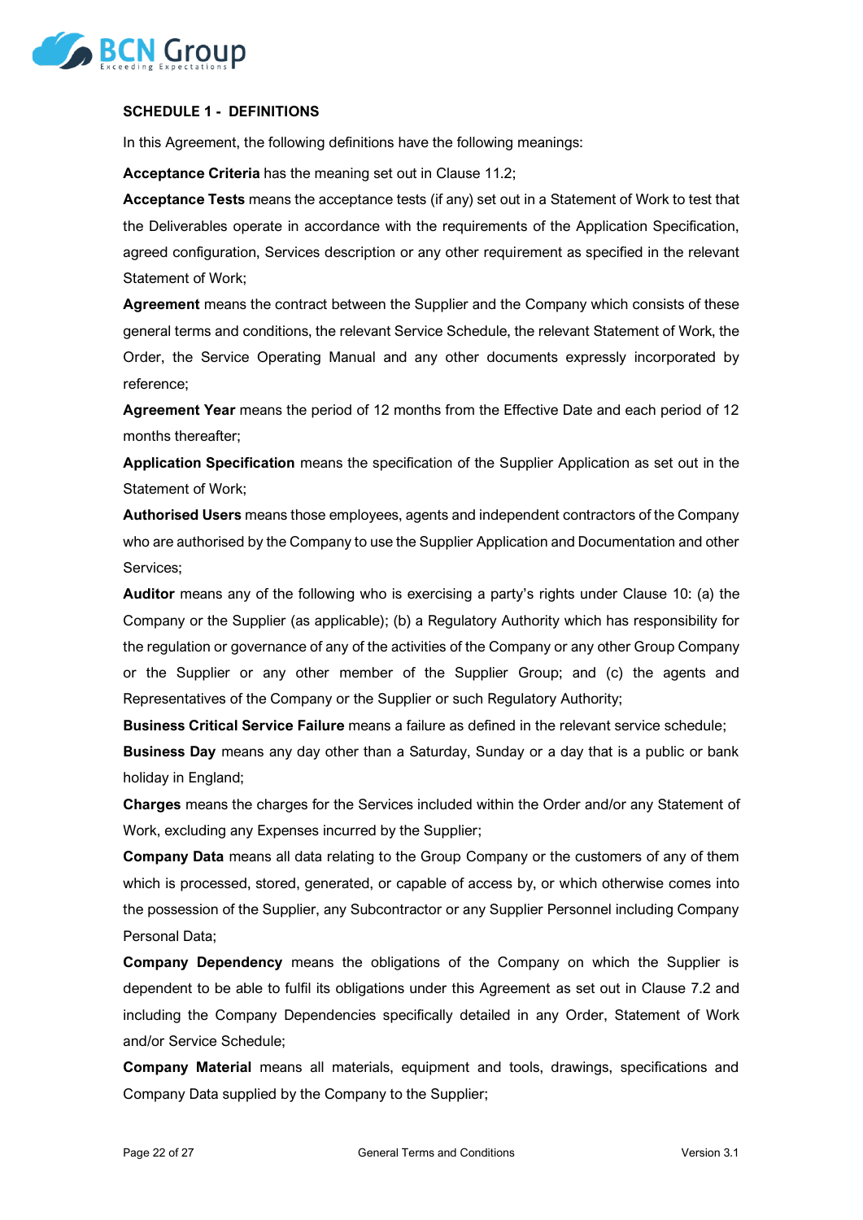### SCHEDULE 1 - DEFINITIONS

In this Agreement, the following definitions have the following meanings:

**Acceptance Criteria** has the meaning set out in Clause 11.2;

**Acceptance Tests** means the acceptance tests (if any) set out in a Statement of Work to test that the Deliverables operate in accordance with the requirements of the Application Specification, agreed configuration, Services description or any other requirement as specified in the relevant Statement of Work;

**Agreement** means the contract between the Supplier and the Company which consists of these general terms and conditions, the relevant Service Schedule, the relevant Statement of Work, the Order, the Service Operating Manual and any other documents expressly incorporated by reference;

**Agreement Year** means the period of 12 months from the Effective Date and each period of 12 months thereafter;

**Application Specification** means the specification of the Supplier Application as set out in the Statement of Work;

**Authorised Users** means those employees, agents and independent contractors of the Company who are authorised by the Company to use the Supplier Application and Documentation and other Services;

**Auditor** means any of the following who is exercising a party's rights under Clause 10: (a) the Company or the Supplier (as applicable); (b) a Regulatory Authority which has responsibility for the regulation or governance of any of the activities of the Company or any other Group Company or the Supplier or any other member of the Supplier Group; and (c) the agents and Representatives of the Company or the Supplier or such Regulatory Authority;

**Business Critical Service Failure** means a failure as defined in the relevant service schedule;

**Business Day** means any day other than a Saturday, Sunday or a day that is a public or bank holiday in England;

**Charges** means the charges for the Services included within the Order and/or any Statement of Work, excluding any Expenses incurred by the Supplier;

**Company Data** means all data relating to the Group Company or the customers of any of them which is processed, stored, generated, or capable of access by, or which otherwise comes into the possession of the Supplier, any Subcontractor or any Supplier Personnel including Company Personal Data;

**Company Dependency** means the obligations of the Company on which the Supplier is dependent to be able to fulfil its obligations under this Agreement as set out in Clause 7.2 and including the Company Dependencies specifically detailed in any Order, Statement of Work and/or Service Schedule;

**Company Material** means all materials, equipment and tools, drawings, specifications and Company Data supplied by the Company to the Supplier;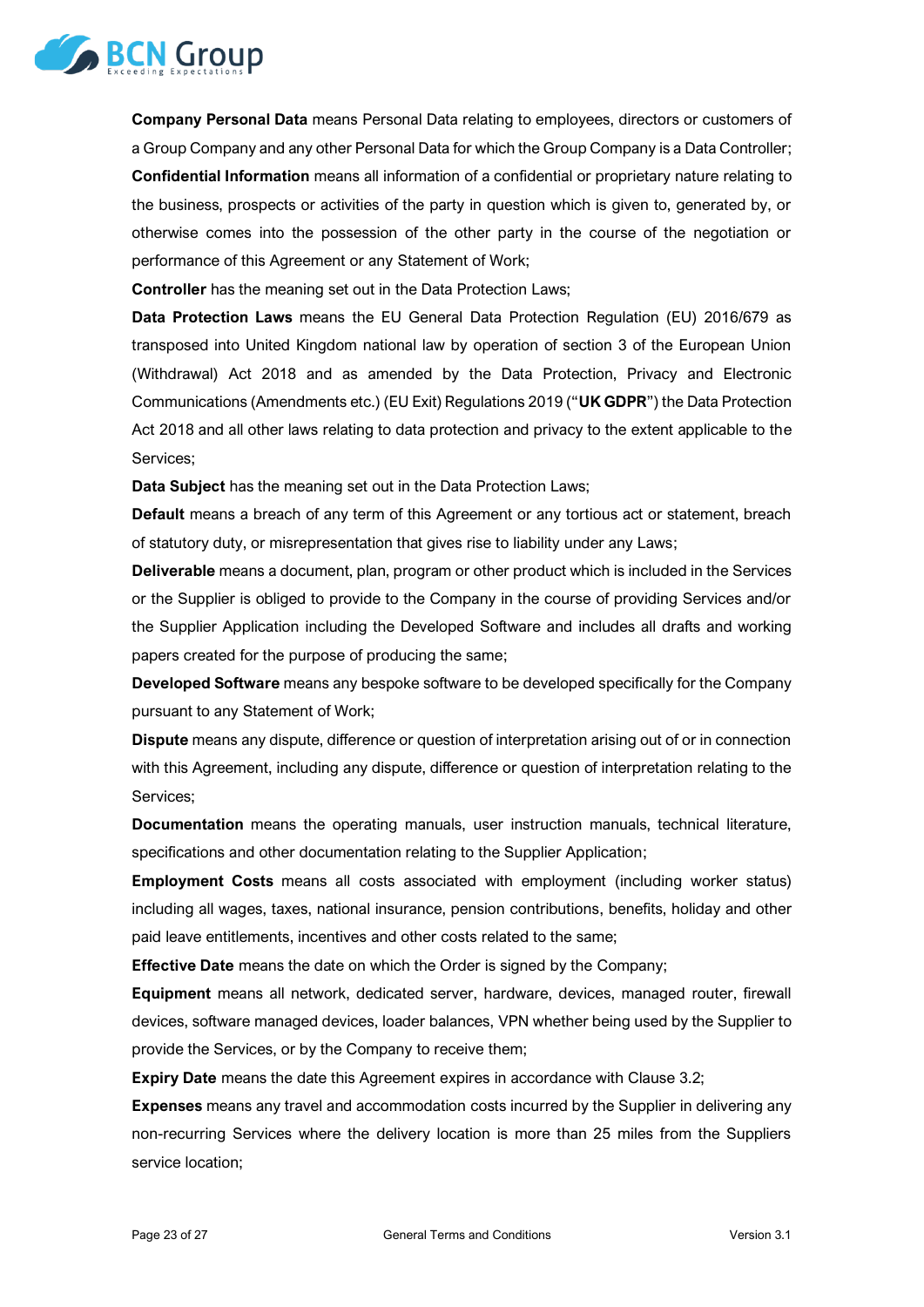**Company Personal Data** means Personal Data relating to employees, directors or customers of a Group Company and any other Personal Data for which the Group Company is a Data Controller;

**Confidential Information** means all information of a confidential or proprietary nature relating to the business, prospects or activities of the party in question which is given to, generated by, or otherwise comes into the possession of the other party in the course of the negotiation or performance of this Agreement or any Statement of Work;

**Controller** has the meaning set out in the Data Protection Laws;

**Data Protection Laws** means the EU General Data Protection Regulation (EU) 2016/679 as transposed into United Kingdom national law by operation of section 3 of the European Union (Withdrawal) Act 2018 and as amended by the Data Protection, Privacy and Electronic Communications (Amendments etc.) (EU Exit) Regulations 2019 ("**UK GDPR**") the Data Protection Act 2018 and all other laws relating to data protection and privacy to the extent applicable to the Services;

**Data Subject** has the meaning set out in the Data Protection Laws;

**Default** means a breach of any term of this Agreement or any tortious act or statement, breach of statutory duty, or misrepresentation that gives rise to liability under any Laws;

**Deliverable** means a document, plan, program or other product which is included in the Services or the Supplier is obliged to provide to the Company in the course of providing Services and/or the Supplier Application including the Developed Software and includes all drafts and working papers created for the purpose of producing the same;

**Developed Software** means any bespoke software to be developed specifically for the Company pursuant to any Statement of Work;

**Dispute** means any dispute, difference or question of interpretation arising out of or in connection with this Agreement, including any dispute, difference or question of interpretation relating to the Services;

**Documentation** means the operating manuals, user instruction manuals, technical literature, specifications and other documentation relating to the Supplier Application;

**Employment Costs** means all costs associated with employment (including worker status) including all wages, taxes, national insurance, pension contributions, benefits, holiday and other paid leave entitlements, incentives and other costs related to the same;

**Effective Date** means the date on which the Order is signed by the Company;

**Equipment** means all network, dedicated server, hardware, devices, managed router, firewall devices, software managed devices, loader balances, VPN whether being used by the Supplier to provide the Services, or by the Company to receive them;

**Expiry Date** means the date this Agreement expires in accordance with Clause 3.2;

**Expenses** means any travel and accommodation costs incurred by the Supplier in delivering any non-recurring Services where the delivery location is more than 25 miles from the Suppliers service location;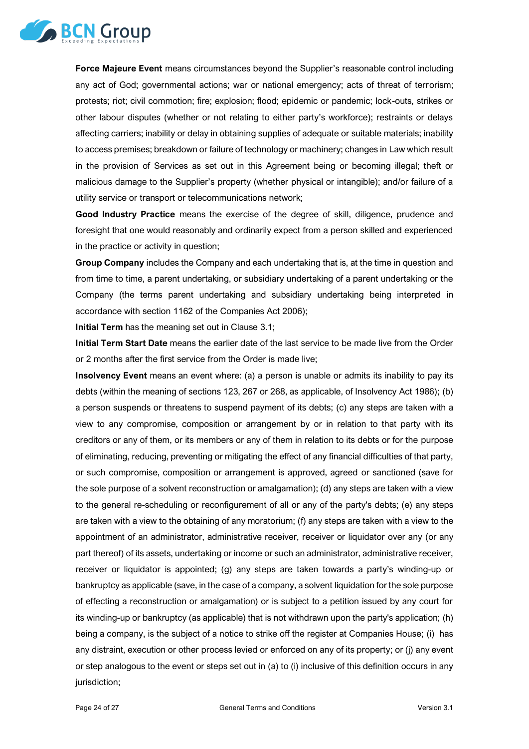**Force Majeure Event** means circumstances beyond the Supplier's reasonable control including any act of God; governmental actions; war or national emergency; acts of threat of terrorism; protests; riot; civil commotion; fire; explosion; flood; epidemic or pandemic; lock-outs, strikes or other labour disputes (whether or not relating to either party's workforce); restraints or delays affecting carriers; inability or delay in obtaining supplies of adequate or suitable materials; inability to access premises; breakdown or failure of technology or machinery; changes in Law which result in the provision of Services as set out in this Agreement being or becoming illegal; theft or malicious damage to the Supplier's property (whether physical or intangible); and/or failure of a utility service or transport or telecommunications network;

**Good Industry Practice** means the exercise of the degree of skill, diligence, prudence and foresight that one would reasonably and ordinarily expect from a person skilled and experienced in the practice or activity in question;

**Group Company** includes the Company and each undertaking that is, at the time in question and from time to time, a parent undertaking, or subsidiary undertaking of a parent undertaking or the Company (the terms parent undertaking and subsidiary undertaking being interpreted in accordance with section 1162 of the Companies Act 2006);

**Initial Term** has the meaning set out in Clause 3.1;

**Initial Term Start Date** means the earlier date of the last service to be made live from the Order or 2 months after the first service from the Order is made live;

**Insolvency Event** means an event where: (a) a person is unable or admits its inability to pay its debts (within the meaning of sections 123, 267 or 268, as applicable, of Insolvency Act 1986); (b) a person suspends or threatens to suspend payment of its debts; (c) any steps are taken with a view to any compromise, composition or arrangement by or in relation to that party with its creditors or any of them, or its members or any of them in relation to its debts or for the purpose of eliminating, reducing, preventing or mitigating the effect of any financial difficulties of that party, or such compromise, composition or arrangement is approved, agreed or sanctioned (save for the sole purpose of a solvent reconstruction or amalgamation); (d) any steps are taken with a view to the general re-scheduling or reconfigurement of all or any of the party's debts; (e) any steps are taken with a view to the obtaining of any moratorium; (f) any steps are taken with a view to the appointment of an administrator, administrative receiver, receiver or liquidator over any (or any part thereof) of its assets, undertaking or income or such an administrator, administrative receiver, receiver or liquidator is appointed; (g) any steps are taken towards a party's winding-up or bankruptcy as applicable (save, in the case of a company, a solvent liquidation for the sole purpose of effecting a reconstruction or amalgamation) or is subject to a petition issued by any court for its winding-up or bankruptcy (as applicable) that is not withdrawn upon the party's application; (h) being a company, is the subject of a notice to strike off the register at Companies House; (i) has any distraint, execution or other process levied or enforced on any of its property; or (j) any event or step analogous to the event or steps set out in (a) to (i) inclusive of this definition occurs in any jurisdiction;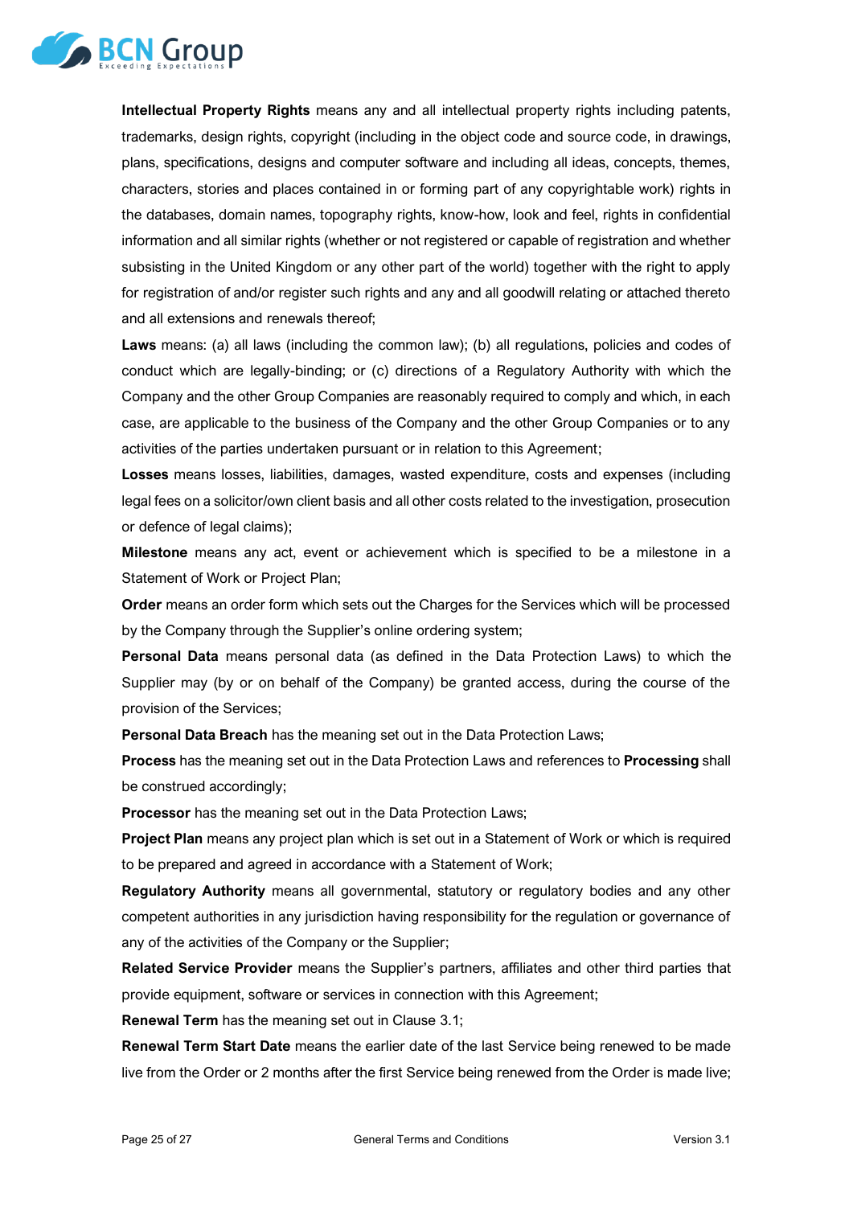**Intellectual Property Rights** means any and all intellectual property rights including patents, trademarks, design rights, copyright (including in the object code and source code, in drawings, plans, specifications, designs and computer software and including all ideas, concepts, themes, characters, stories and places contained in or forming part of any copyrightable work) rights in the databases, domain names, topography rights, know-how, look and feel, rights in confidential information and all similar rights (whether or not registered or capable of registration and whether subsisting in the United Kingdom or any other part of the world) together with the right to apply for registration of and/or register such rights and any and all goodwill relating or attached thereto and all extensions and renewals thereof;

**Laws** means: (a) all laws (including the common law); (b) all regulations, policies and codes of conduct which are legally-binding; or (c) directions of a Regulatory Authority with which the Company and the other Group Companies are reasonably required to comply and which, in each case, are applicable to the business of the Company and the other Group Companies or to any activities of the parties undertaken pursuant or in relation to this Agreement;

**Losses** means losses, liabilities, damages, wasted expenditure, costs and expenses (including legal fees on a solicitor/own client basis and all other costs related to the investigation, prosecution or defence of legal claims);

**Milestone** means any act, event or achievement which is specified to be a milestone in a Statement of Work or Project Plan;

**Order** means an order form which sets out the Charges for the Services which will be processed by the Company through the Supplier's online ordering system;

**Personal Data** means personal data (as defined in the Data Protection Laws) to which the Supplier may (by or on behalf of the Company) be granted access, during the course of the provision of the Services;

**Personal Data Breach** has the meaning set out in the Data Protection Laws;

**Process** has the meaning set out in the Data Protection Laws and references to **Processing** shall be construed accordingly;

**Processor** has the meaning set out in the Data Protection Laws;

**Project Plan** means any project plan which is set out in a Statement of Work or which is required to be prepared and agreed in accordance with a Statement of Work;

**Regulatory Authority** means all governmental, statutory or regulatory bodies and any other competent authorities in any jurisdiction having responsibility for the regulation or governance of any of the activities of the Company or the Supplier;

**Related Service Provider** means the Supplier's partners, affiliates and other third parties that provide equipment, software or services in connection with this Agreement;

**Renewal Term** has the meaning set out in Clause 3.1;

**Renewal Term Start Date** means the earlier date of the last Service being renewed to be made live from the Order or 2 months after the first Service being renewed from the Order is made live;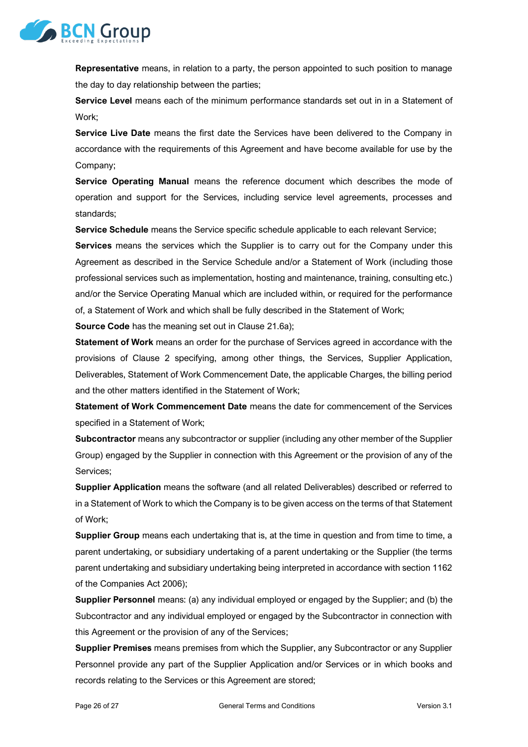**Representative** means, in relation to a party, the person appointed to such position to manage the day to day relationship between the parties;

**Service Level** means each of the minimum performance standards set out in in a Statement of Work;

**Service Live Date** means the first date the Services have been delivered to the Company in accordance with the requirements of this Agreement and have become available for use by the Company;

**Service Operating Manual** means the reference document which describes the mode of operation and support for the Services, including service level agreements, processes and standards;

**Service Schedule** means the Service specific schedule applicable to each relevant Service;

**Services** means the services which the Supplier is to carry out for the Company under this Agreement as described in the Service Schedule and/or a Statement of Work (including those professional services such as implementation, hosting and maintenance, training, consulting etc.) and/or the Service Operating Manual which are included within, or required for the performance of, a Statement of Work and which shall be fully described in the Statement of Work;

**Source Code** has the meaning set out in Clause 21.6a);

**Statement of Work** means an order for the purchase of Services agreed in accordance with the provisions of Clause 2 specifying, among other things, the Services, Supplier Application, Deliverables, Statement of Work Commencement Date, the applicable Charges, the billing period and the other matters identified in the Statement of Work;

**Statement of Work Commencement Date** means the date for commencement of the Services specified in a Statement of Work;

**Subcontractor** means any subcontractor or supplier (including any other member of the Supplier Group) engaged by the Supplier in connection with this Agreement or the provision of any of the Services;

**Supplier Application** means the software (and all related Deliverables) described or referred to in a Statement of Work to which the Company is to be given access on the terms of that Statement of Work;

**Supplier Group** means each undertaking that is, at the time in question and from time to time, a parent undertaking, or subsidiary undertaking of a parent undertaking or the Supplier (the terms parent undertaking and subsidiary undertaking being interpreted in accordance with section 1162 of the Companies Act 2006);

**Supplier Personnel** means: (a) any individual employed or engaged by the Supplier; and (b) the Subcontractor and any individual employed or engaged by the Subcontractor in connection with this Agreement or the provision of any of the Services;

**Supplier Premises** means premises from which the Supplier, any Subcontractor or any Supplier Personnel provide any part of the Supplier Application and/or Services or in which books and records relating to the Services or this Agreement are stored;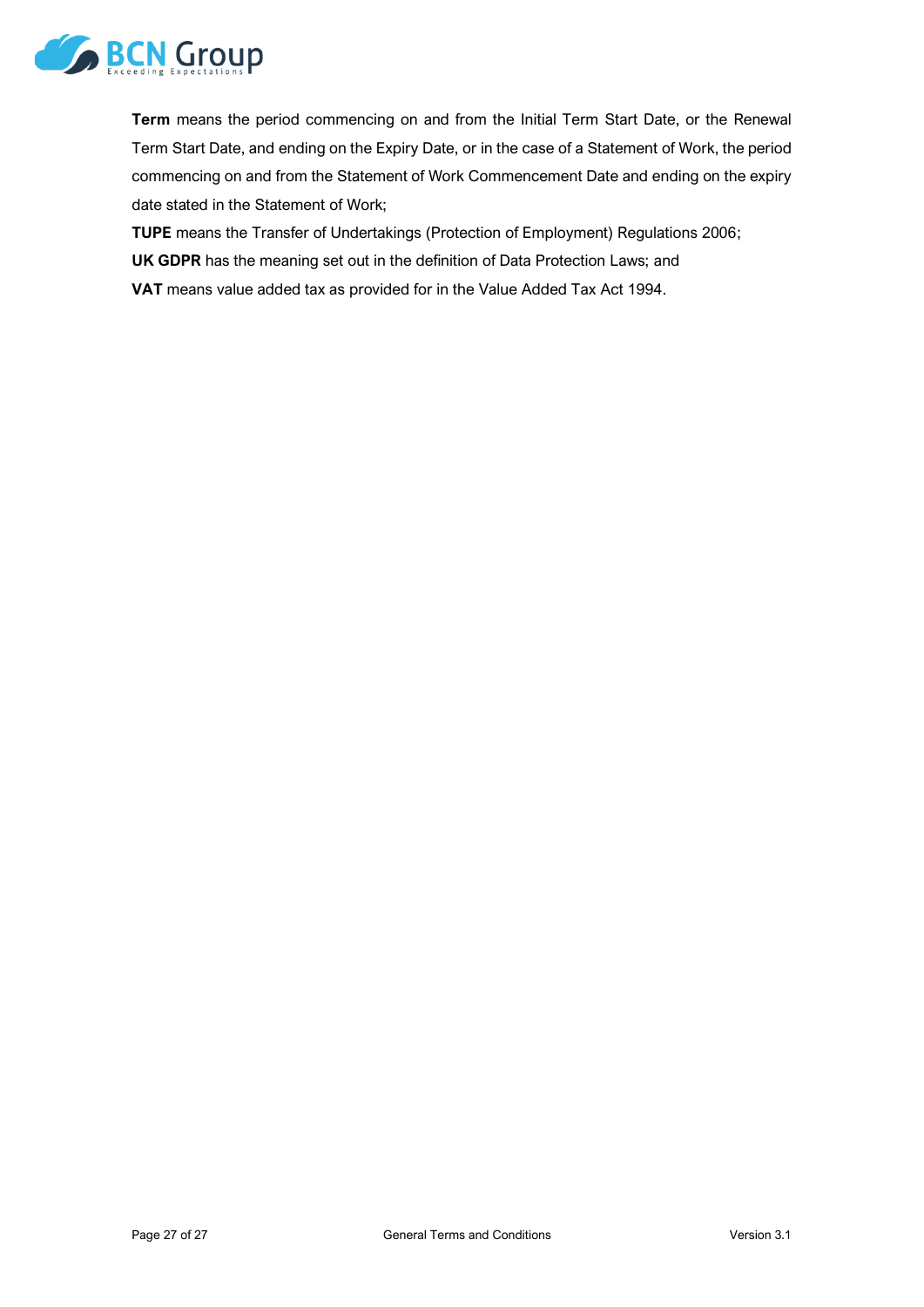**Term** means the period commencing on and from the Initial Term Start Date, or the Renewal Term Start Date, and ending on the Expiry Date, or in the case of a Statement of Work, the period commencing on and from the Statement of Work Commencement Date and ending on the expiry date stated in the Statement of Work;

**TUPE** means the Transfer of Undertakings (Protection of Employment) Regulations 2006;

**UK GDPR** has the meaning set out in the definition of Data Protection Laws; and

**VAT** means value added tax as provided for in the Value Added Tax Act 1994.